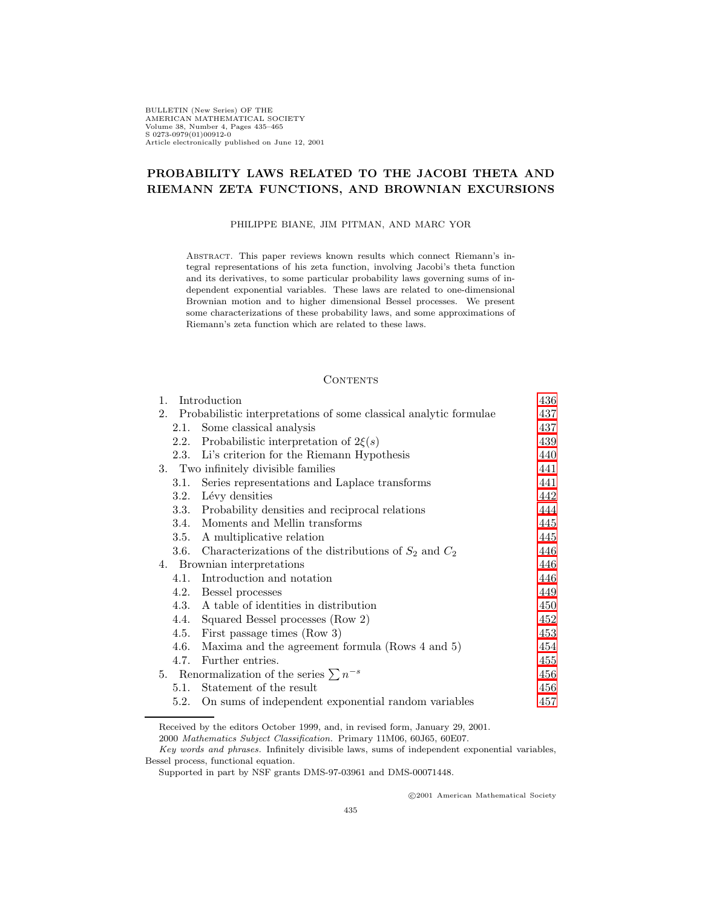# PROBABILITY LAWS RELATED TO THE JACOBI THETA AND RIEMANN ZETA FUNCTIONS, AND BROWNIAN EXCURSIONS

PHILIPPE BIANE, JIM PITMAN, AND MARC YOR

Abstract. This paper reviews known results which connect Riemann's integral representations of his zeta function, involving Jacobi's theta function and its derivatives, to some particular probability laws governing sums of independent exponential variables. These laws are related to one-dimensional Brownian motion and to higher dimensional Bessel processes. We present some characterizations of these probability laws, and some approximations of Riemann's zeta function which are related to these laws.

## Contents

| | |
|---|---|
| 1. Introduction | 436 |
| 2. Probabilistic interpretations of some classical analytic formulae | 437 |
| 2.1. Some classical analysis | 437 |
| 2.2. Probabilistic interpretation of $2\xi(s)$ | 439 |
| 2.3. Li's criterion for the Riemann Hypothesis | 440 |
| 3. Two infinitely divisible families | 441 |
| 3.1. Series representations and Laplace transforms | 441 |
| 3.2. Lévy densities | 442 |
| 3.3. Probability densities and reciprocal relations | 444 |
| 3.4. Moments and Mellin transforms | 445 |
| 3.5. A multiplicative relation | 445 |
| 3.6. Characterizations of the distributions of $S_2$ and $C_2$ | 446 |
| 4. Brownian interpretations | 446 |
| 4.1. Introduction and notation | 446 |
| 4.2. Bessel processes | 449 |
| 4.3. A table of identities in distribution | 450 |
| 4.4. Squared Bessel processes (Row 2) | 452 |
| 4.5. First passage times (Row 3) | 453 |
| 4.6. Maxima and the agreement formula (Rows 4 and 5) | 454 |
| 4.7. Further entries. | 455 |
| 5. Renormalization of the series $\sum n^{-s}$ | 456 |
| 5.1. Statement of the result | 456 |
| 5.2. On sums of independent exponential random variables | 457 |

Received by the editors October 1999, and, in revised form, January 29, 2001.

2000 *Mathematics Subject Classification.* Primary 11M06, 60J65, 60E07.

*Key words and phrases.* Infinitely divisible laws, sums of independent exponential variables, Bessel process, functional equation.

Supported in part by NSF grants DMS-97-03961 and DMS-00071448.

©2001 American Mathematical Society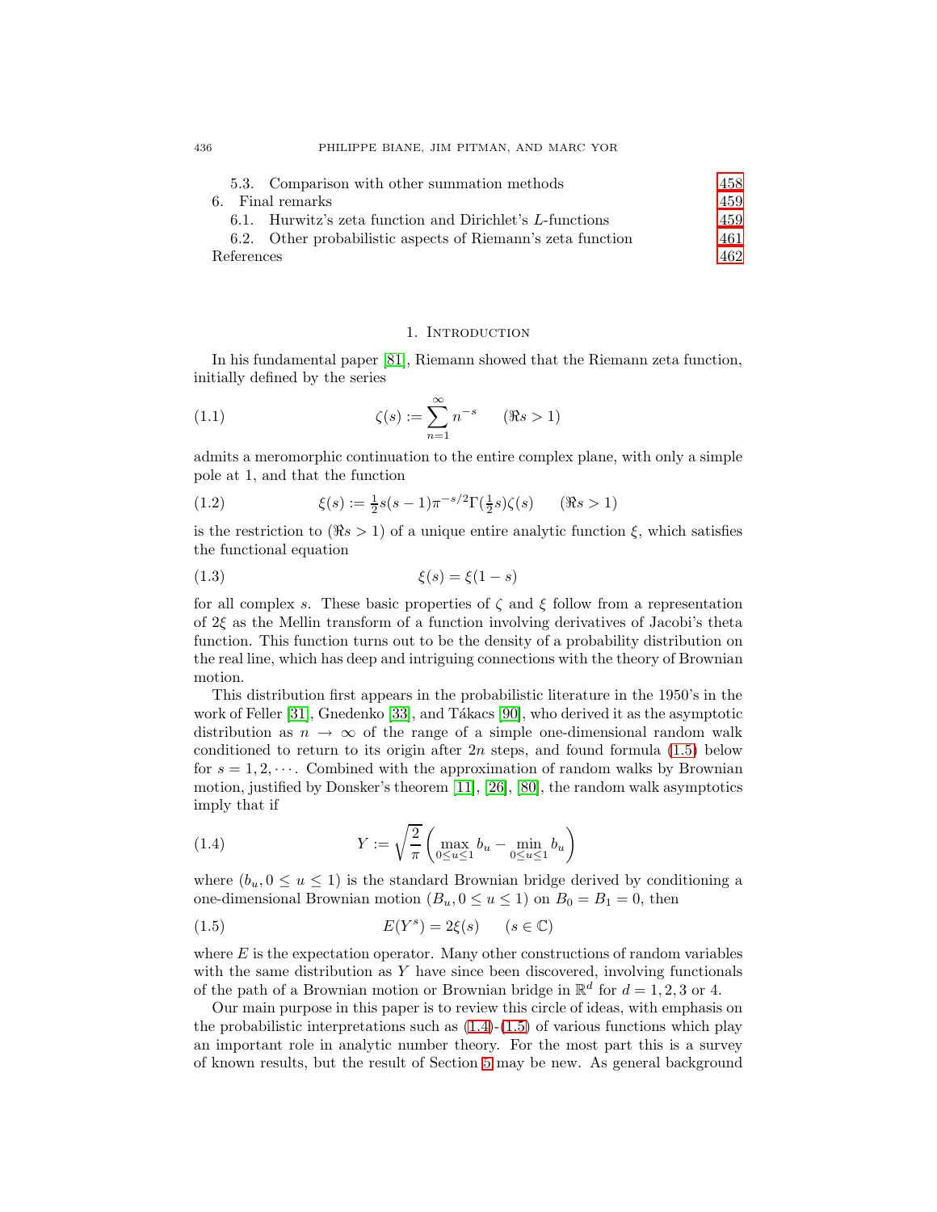5.3. Comparison with other summation methods 458
6. Final remarks 459
6.1. Hurwitz's zeta function and Dirichlet's $L$-functions 459
6.2. Other probabilistic aspects of Riemann's zeta function 461
References 462

## 1. Introduction

In his fundamental paper [81], Riemann showed that the Riemann zeta function, initially defined by the series

$$\zeta(s) := \sum_{n=1}^{\infty} n^{-s} \qquad (\Re s > 1) \tag{1.1}$$

admits a meromorphic continuation to the entire complex plane, with only a simple pole at 1, and that the function

$$\xi(s) := \tfrac{1}{2} s(s-1)\pi^{-s/2}\Gamma(\tfrac{1}{2}s)\zeta(s) \qquad (\Re s > 1) \tag{1.2}$$

is the restriction to $(\Re s > 1)$ of a unique entire analytic function $\xi$, which satisfies the functional equation

$$\xi(s) = \xi(1-s) \tag{1.3}$$

for all complex $s$. These basic properties of $\zeta$ and $\xi$ follow from a representation of $2\xi$ as the Mellin transform of a function involving derivatives of Jacobi's theta function. This function turns out to be the density of a probability distribution on the real line, which has deep and intriguing connections with the theory of Brownian motion.

This distribution first appears in the probabilistic literature in the 1950's in the work of Feller [31], Gnedenko [33], and Tákacs [90], who derived it as the asymptotic distribution as $n \to \infty$ of the range of a simple one-dimensional random walk conditioned to return to its origin after $2n$ steps, and found formula (1.5) below for $s = 1, 2, \cdots$. Combined with the approximation of random walks by Brownian motion, justified by Donsker's theorem [11], [26], [80], the random walk asymptotics imply that if

$$Y := \sqrt{\frac{2}{\pi}} \left( \max_{0 \le u \le 1} b_u - \min_{0 \le u \le 1} b_u \right) \tag{1.4}$$

where $(b_u, 0 \le u \le 1)$ is the standard Brownian bridge derived by conditioning a one-dimensional Brownian motion $(B_u, 0 \le u \le 1)$ on $B_0 = B_1 = 0$, then

$$E(Y^s) = 2\xi(s) \qquad (s \in \mathbb{C}) \tag{1.5}$$

where $E$ is the expectation operator. Many other constructions of random variables with the same distribution as $Y$ have since been discovered, involving functionals of the path of a Brownian motion or Brownian bridge in $\mathbb{R}^d$ for $d = 1, 2, 3$ or 4.

Our main purpose in this paper is to review this circle of ideas, with emphasis on the probabilistic interpretations such as (1.4)-(1.5) of various functions which play an important role in analytic number theory. For the most part this is a survey of known results, but the result of Section 5 may be new. As general background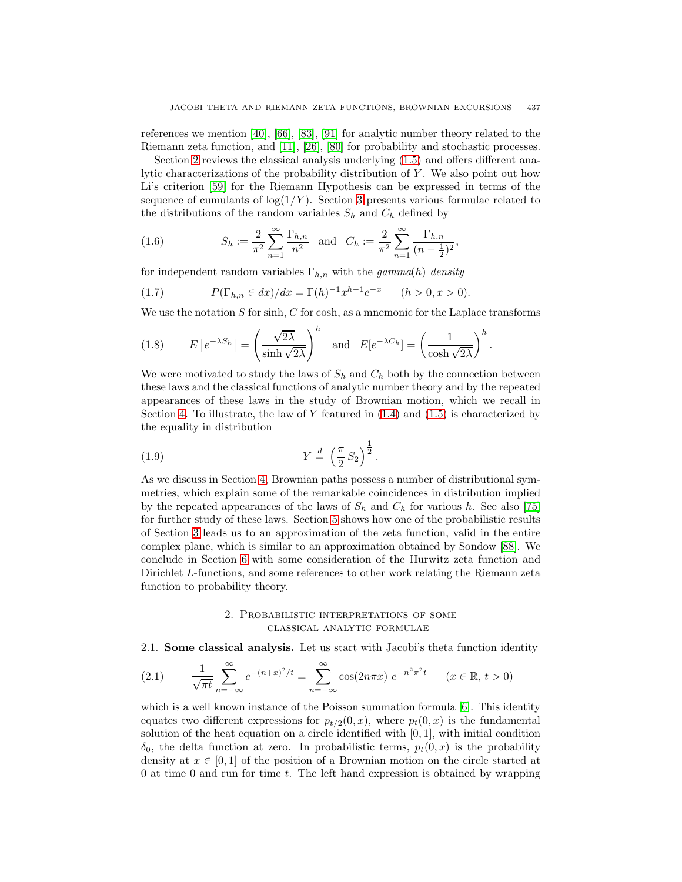references we mention [40], [66], [83], [91] for analytic number theory related to the Riemann zeta function, and [11], [26], [80] for probability and stochastic processes.

Section 2 reviews the classical analysis underlying (1.5) and offers different analytic characterizations of the probability distribution of $Y$. We also point out how Li's criterion [59] for the Riemann Hypothesis can be expressed in terms of the sequence of cumulants of $\log(1/Y)$. Section 3 presents various formulae related to the distributions of the random variables $S_h$ and $C_h$ defined by

$$S_h := \frac{2}{\pi^2}\sum_{n=1}^{\infty}\frac{\Gamma_{h,n}}{n^2} \quad \text{and} \quad C_h := \frac{2}{\pi^2}\sum_{n=1}^{\infty}\frac{\Gamma_{h,n}}{(n-\frac{1}{2})^2}, \tag{1.6}$$

for independent random variables $\Gamma_{h,n}$ with the *gamma*$(h)$ *density*

$$P(\Gamma_{h,n} \in dx)/dx = \Gamma(h)^{-1}x^{h-1}e^{-x} \qquad (h > 0, x > 0). \tag{1.7}$$

We use the notation $S$ for sinh, $C$ for cosh, as a mnemonic for the Laplace transforms

$$E\left[e^{-\lambda S_h}\right] = \left(\frac{\sqrt{2\lambda}}{\sinh\sqrt{2\lambda}}\right)^h \quad \text{and} \quad E[e^{-\lambda C_h}] = \left(\frac{1}{\cosh\sqrt{2\lambda}}\right)^h. \tag{1.8}$$

We were motivated to study the laws of $S_h$ and $C_h$ both by the connection between these laws and the classical functions of analytic number theory and by the repeated appearances of these laws in the study of Brownian motion, which we recall in Section 4. To illustrate, the law of $Y$ featured in (1.4) and (1.5) is characterized by the equality in distribution

$$Y \overset{d}{=} \left(\frac{\pi}{2}S_2\right)^{\frac{1}{2}}. \tag{1.9}$$

As we discuss in Section 4, Brownian paths possess a number of distributional symmetries, which explain some of the remarkable coincidences in distribution implied by the repeated appearances of the laws of $S_h$ and $C_h$ for various $h$. See also [75] for further study of these laws. Section 5 shows how one of the probabilistic results of Section 3 leads us to an approximation of the zeta function, valid in the entire complex plane, which is similar to an approximation obtained by Sondow [88]. We conclude in Section 6 with some consideration of the Hurwitz zeta function and Dirichlet $L$-functions, and some references to other work relating the Riemann zeta function to probability theory.

## 2. Probabilistic interpretations of some classical analytic formulae

### 2.1. Some classical analysis.

Let us start with Jacobi's theta function identity

$$\frac{1}{\sqrt{\pi t}}\sum_{n=-\infty}^{\infty}e^{-(n+x)^2/t} = \sum_{n=-\infty}^{\infty}\cos(2n\pi x)\, e^{-n^2\pi^2 t} \qquad (x \in \mathbb{R},\, t > 0) \tag{2.1}$$

which is a well known instance of the Poisson summation formula [6]. This identity equates two different expressions for $p_{t/2}(0,x)$, where $p_t(0,x)$ is the fundamental solution of the heat equation on a circle identified with $[0,1]$, with initial condition $\delta_0$, the delta function at zero. In probabilistic terms, $p_t(0,x)$ is the probability density at $x \in [0,1]$ of the position of a Brownian motion on the circle started at 0 at time 0 and run for time $t$. The left hand expression is obtained by wrapping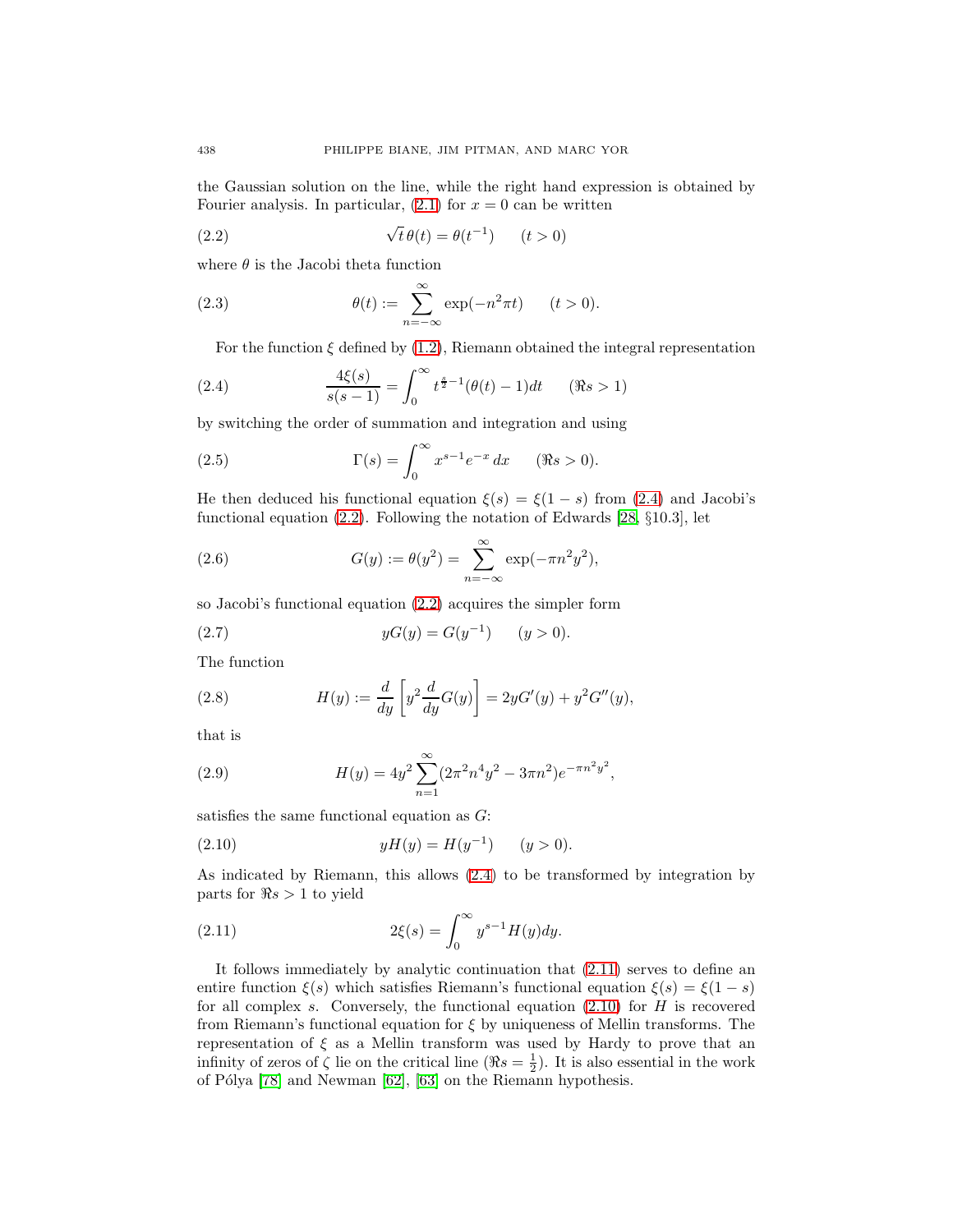the Gaussian solution on the line, while the right hand expression is obtained by Fourier analysis. In particular, (2.1) for $x = 0$ can be written

$$\sqrt{t}\,\theta(t) = \theta(t^{-1}) \qquad (t > 0) \tag{2.2}$$

where $\theta$ is the Jacobi theta function

$$\theta(t) := \sum_{n=-\infty}^{\infty} \exp(-n^2 \pi t) \qquad (t > 0). \tag{2.3}$$

For the function $\xi$ defined by (1.2), Riemann obtained the integral representation

$$\frac{4\xi(s)}{s(s-1)} = \int_0^\infty t^{\frac{s}{2}-1}(\theta(t) - 1)dt \qquad (\Re s > 1) \tag{2.4}$$

by switching the order of summation and integration and using

$$\Gamma(s) = \int_0^\infty x^{s-1} e^{-x}\, dx \qquad (\Re s > 0). \tag{2.5}$$

He then deduced his functional equation $\xi(s) = \xi(1-s)$ from (2.4) and Jacobi's functional equation (2.2). Following the notation of Edwards [28, §10.3], let

$$G(y) := \theta(y^2) = \sum_{n=-\infty}^{\infty} \exp(-\pi n^2 y^2), \tag{2.6}$$

so Jacobi's functional equation (2.2) acquires the simpler form

$$yG(y) = G(y^{-1}) \qquad (y > 0). \tag{2.7}$$

The function

$$H(y) := \frac{d}{dy}\left[y^2 \frac{d}{dy} G(y)\right] = 2yG'(y) + y^2 G''(y), \tag{2.8}$$

that is

$$H(y) = 4y^2 \sum_{n=1}^{\infty} (2\pi^2 n^4 y^2 - 3\pi n^2) e^{-\pi n^2 y^2}, \tag{2.9}$$

satisfies the same functional equation as $G$:

$$yH(y) = H(y^{-1}) \qquad (y > 0). \tag{2.10}$$

As indicated by Riemann, this allows (2.4) to be transformed by integration by parts for $\Re s > 1$ to yield

$$2\xi(s) = \int_0^\infty y^{s-1} H(y) dy. \tag{2.11}$$

It follows immediately by analytic continuation that (2.11) serves to define an entire function $\xi(s)$ which satisfies Riemann's functional equation $\xi(s) = \xi(1-s)$ for all complex $s$. Conversely, the functional equation (2.10) for $H$ is recovered from Riemann's functional equation for $\xi$ by uniqueness of Mellin transforms. The representation of $\xi$ as a Mellin transform was used by Hardy to prove that an infinity of zeros of $\zeta$ lie on the critical line ($\Re s = \frac{1}{2}$). It is also essential in the work of Pólya [78] and Newman [62], [63] on the Riemann hypothesis.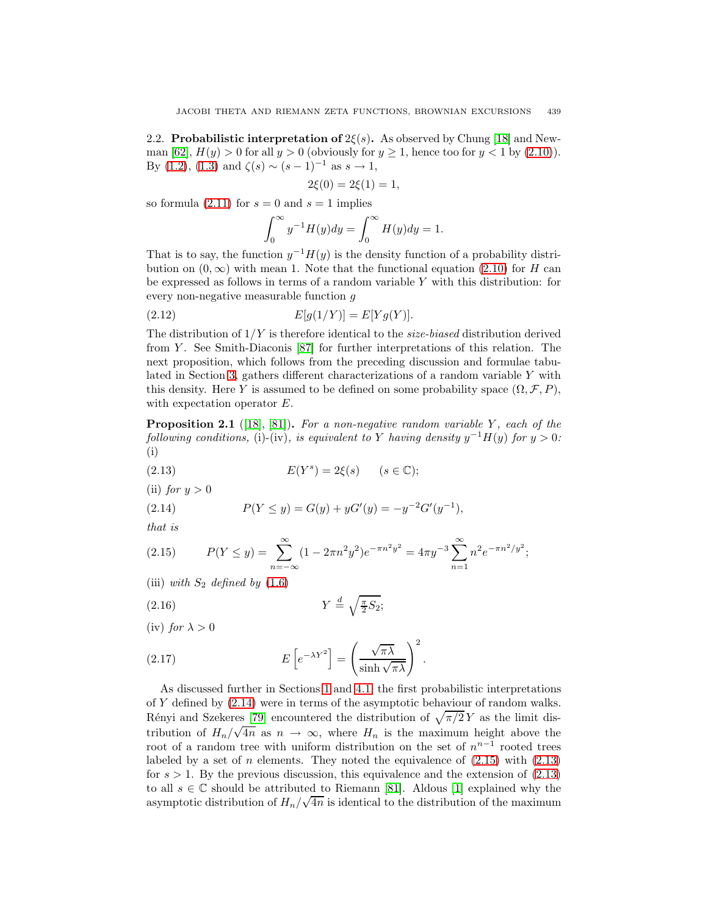2.2. **Probabilistic interpretation of** $2\xi(s)$**.** As observed by Chung [18] and Newman [62], $H(y) > 0$ for all $y > 0$ (obviously for $y \geq 1$, hence too for $y < 1$ by (2.10)). By (1.2), (1.3) and $\zeta(s) \sim (s-1)^{-1}$ as $s \to 1$,

$$2\xi(0) = 2\xi(1) = 1,$$

so formula (2.11) for $s = 0$ and $s = 1$ implies

$$\int_0^\infty y^{-1} H(y) dy = \int_0^\infty H(y) dy = 1.$$

That is to say, the function $y^{-1}H(y)$ is the density function of a probability distribution on $(0, \infty)$ with mean 1. Note that the functional equation (2.10) for $H$ can be expressed as follows in terms of a random variable $Y$ with this distribution: for every non-negative measurable function $g$

$$E[g(1/Y)] = E[Y g(Y)]. \tag{2.12}$$

The distribution of $1/Y$ is therefore identical to the *size-biased* distribution derived from $Y$. See Smith-Diaconis [87] for further interpretations of this relation. The next proposition, which follows from the preceding discussion and formulae tabulated in Section 3, gathers different characterizations of a random variable $Y$ with this density. Here $Y$ is assumed to be defined on some probability space $(\Omega, \mathcal{F}, P)$, with expectation operator $E$.

**Proposition 2.1** ([18], [81]). *For a non-negative random variable $Y$, each of the following conditions,* (i)-(iv), *is equivalent to $Y$ having density $y^{-1}H(y)$ for $y > 0$:*
(i)

$$E(Y^s) = 2\xi(s) \qquad (s \in \mathbb{C}); \tag{2.13}$$

(ii) *for* $y > 0$

$$P(Y \leq y) = G(y) + yG'(y) = -y^{-2}G'(y^{-1}), \tag{2.14}$$

*that is*

$$P(Y \leq y) = \sum_{n=-\infty}^{\infty} (1 - 2\pi n^2 y^2) e^{-\pi n^2 y^2} = 4\pi y^{-3} \sum_{n=1}^{\infty} n^2 e^{-\pi n^2 / y^2}; \tag{2.15}$$

(iii) *with $S_2$ defined by* (1.6)

$$Y \overset{d}{=} \sqrt{\tfrac{\pi}{2} S_2}; \tag{2.16}$$

(iv) *for* $\lambda > 0$

$$E\left[e^{-\lambda Y^2}\right] = \left(\frac{\sqrt{\pi\lambda}}{\sinh\sqrt{\pi\lambda}}\right)^2. \tag{2.17}$$

As discussed further in Sections 1 and 4.1, the first probabilistic interpretations of $Y$ defined by (2.14) were in terms of the asymptotic behaviour of random walks. Rényi and Szekeres [79] encountered the distribution of $\sqrt{\pi/2}\, Y$ as the limit distribution of $H_n/\sqrt{4n}$ as $n \to \infty$, where $H_n$ is the maximum height above the root of a random tree with uniform distribution on the set of $n^{n-1}$ rooted trees labeled by a set of $n$ elements. They noted the equivalence of (2.15) with (2.13) for $s > 1$. By the previous discussion, this equivalence and the extension of (2.13) to all $s \in \mathbb{C}$ should be attributed to Riemann [81]. Aldous [1] explained why the asymptotic distribution of $H_n/\sqrt{4n}$ is identical to the distribution of the maximum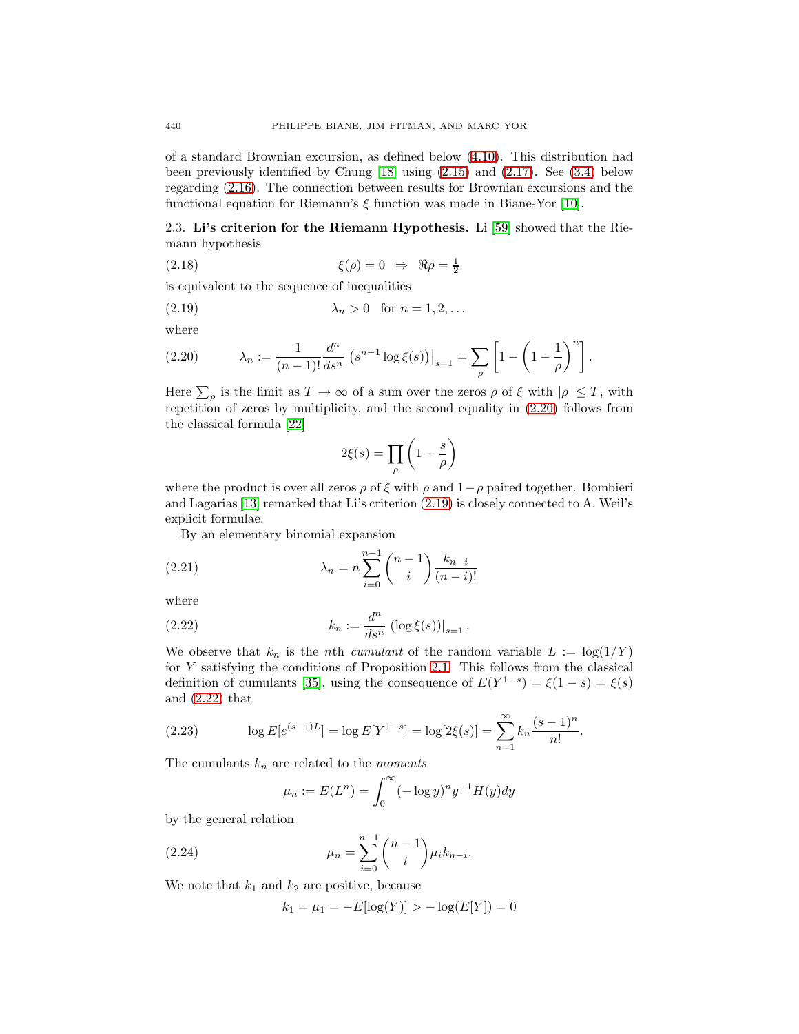of a standard Brownian excursion, as defined below (4.10). This distribution had been previously identified by Chung [18] using (2.15) and (2.17). See (3.4) below regarding (2.16). The connection between results for Brownian excursions and the functional equation for Riemann's $\xi$ function was made in Biane-Yor [10].

### 2.3. Li's criterion for the Riemann Hypothesis.

Li [59] showed that the Riemann hypothesis

$$\xi(\rho) = 0 \;\Rightarrow\; \Re\rho = \tfrac{1}{2} \tag{2.18}$$

is equivalent to the sequence of inequalities

$$\lambda_n > 0 \quad \text{for } n = 1, 2, \ldots \tag{2.19}$$

where

$$\lambda_n := \frac{1}{(n-1)!} \frac{d^n}{ds^n} \left( s^{n-1} \log \xi(s) \right)\Big|_{s=1} = \sum_\rho \left[ 1 - \left( 1 - \frac{1}{\rho} \right)^n \right]. \tag{2.20}$$

Here $\sum_\rho$ is the limit as $T \to \infty$ of a sum over the zeros $\rho$ of $\xi$ with $|\rho| \leq T$, with repetition of zeros by multiplicity, and the second equality in (2.20) follows from the classical formula [22]

$$2\xi(s) = \prod_\rho \left( 1 - \frac{s}{\rho} \right)$$

where the product is over all zeros $\rho$ of $\xi$ with $\rho$ and $1-\rho$ paired together. Bombieri and Lagarias [13] remarked that Li's criterion (2.19) is closely connected to A. Weil's explicit formulae.

By an elementary binomial expansion

$$\lambda_n = n \sum_{i=0}^{n-1} \binom{n-1}{i} \frac{k_{n-i}}{(n-i)!} \tag{2.21}$$

where

$$k_n := \frac{d^n}{ds^n} \left( \log \xi(s) \right)\Big|_{s=1}. \tag{2.22}$$

We observe that $k_n$ is the $n$th *cumulant* of the random variable $L := \log(1/Y)$ for $Y$ satisfying the conditions of Proposition 2.1. This follows from the classical definition of cumulants [35], using the consequence of $E(Y^{1-s}) = \xi(1-s) = \xi(s)$ and (2.22) that

$$\log E[e^{(s-1)L}] = \log E[Y^{1-s}] = \log[2\xi(s)] = \sum_{n=1}^\infty k_n \frac{(s-1)^n}{n!}. \tag{2.23}$$

The cumulants $k_n$ are related to the *moments*

$$\mu_n := E(L^n) = \int_0^\infty (-\log y)^n y^{-1} H(y) dy$$

by the general relation

$$\mu_n = \sum_{i=0}^{n-1} \binom{n-1}{i} \mu_i k_{n-i}. \tag{2.24}$$

We note that $k_1$ and $k_2$ are positive, because

$$k_1 = \mu_1 = -E[\log(Y)] > -\log(E[Y]) = 0$$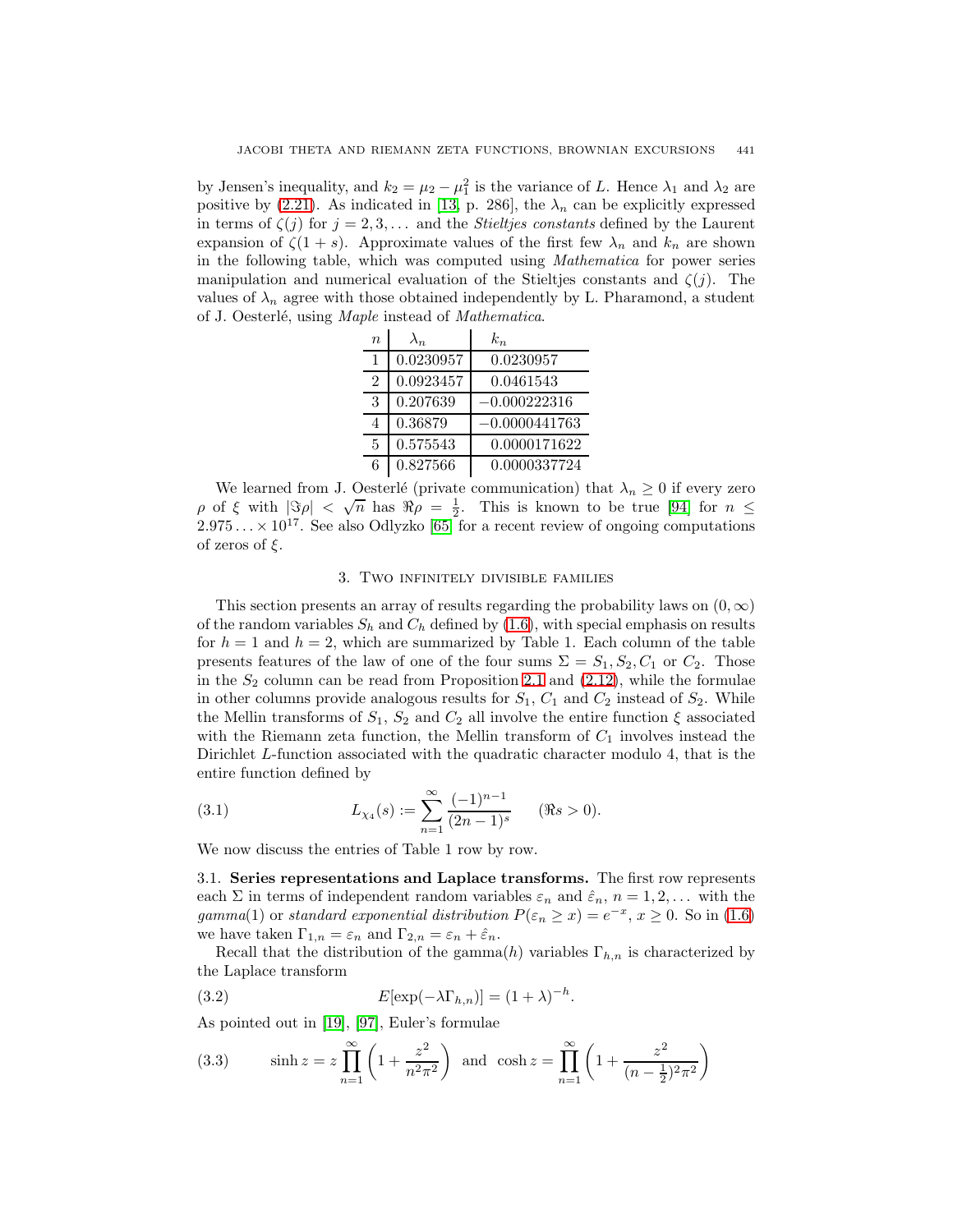by Jensen's inequality, and $k_2 = \mu_2 - \mu_1^2$ is the variance of $L$. Hence $\lambda_1$ and $\lambda_2$ are positive by (2.21). As indicated in [13, p. 286], the $\lambda_n$ can be explicitly expressed in terms of $\zeta(j)$ for $j = 2, 3, \ldots$ and the *Stieltjes constants* defined by the Laurent expansion of $\zeta(1+s)$. Approximate values of the first few $\lambda_n$ and $k_n$ are shown in the following table, which was computed using *Mathematica* for power series manipulation and numerical evaluation of the Stieltjes constants and $\zeta(j)$. The values of $\lambda_n$ agree with those obtained independently by L. Pharamond, a student of J. Oesterlé, using *Maple* instead of *Mathematica*.

| $n$ | $\lambda_n$ | $k_n$ |
|---|---|---|
| 1 | 0.0230957 | 0.0230957 |
| 2 | 0.0923457 | 0.0461543 |
| 3 | 0.207639 | $-0.000222316$ |
| 4 | 0.36879 | $-0.0000441763$ |
| 5 | 0.575543 | 0.0000171622 |
| 6 | 0.827566 | 0.0000337724 |

We learned from J. Oesterlé (private communication) that $\lambda_n \geq 0$ if every zero $\rho$ of $\xi$ with $|\Im\rho| < \sqrt{n}$ has $\Re\rho = \frac{1}{2}$. This is known to be true [94] for $n \leq 2.975\ldots \times 10^{17}$. See also Odlyzko [65] for a recent review of ongoing computations of zeros of $\xi$.

## 3. Two infinitely divisible families

This section presents an array of results regarding the probability laws on $(0, \infty)$ of the random variables $S_h$ and $C_h$ defined by (1.6), with special emphasis on results for $h = 1$ and $h = 2$, which are summarized by Table 1. Each column of the table presents features of the law of one of the four sums $\Sigma = S_1, S_2, C_1$ or $C_2$. Those in the $S_2$ column can be read from Proposition 2.1 and (2.12), while the formulae in other columns provide analogous results for $S_1$, $C_1$ and $C_2$ instead of $S_2$. While the Mellin transforms of $S_1$, $S_2$ and $C_2$ all involve the entire function $\xi$ associated with the Riemann zeta function, the Mellin transform of $C_1$ involves instead the Dirichlet $L$-function associated with the quadratic character modulo 4, that is the entire function defined by

$$L_{\chi_4}(s) := \sum_{n=1}^{\infty} \frac{(-1)^{n-1}}{(2n-1)^s} \qquad (\Re s > 0). \tag{3.1}$$

We now discuss the entries of Table 1 row by row.

3.1. **Series representations and Laplace transforms.** The first row represents each $\Sigma$ in terms of independent random variables $\varepsilon_n$ and $\hat{\varepsilon}_n$, $n = 1, 2, \ldots$ with the *gamma*(1) or *standard exponential distribution* $P(\varepsilon_n \geq x) = e^{-x}$, $x \geq 0$. So in (1.6) we have taken $\Gamma_{1,n} = \varepsilon_n$ and $\Gamma_{2,n} = \varepsilon_n + \hat{\varepsilon}_n$.

Recall that the distribution of the gamma($h$) variables $\Gamma_{h,n}$ is characterized by the Laplace transform

$$E[\exp(-\lambda \Gamma_{h,n})] = (1+\lambda)^{-h}. \tag{3.2}$$

As pointed out in [19], [97], Euler's formulae

$$\sinh z = z \prod_{n=1}^{\infty} \left(1 + \frac{z^2}{n^2\pi^2}\right) \text{ and } \cosh z = \prod_{n=1}^{\infty} \left(1 + \frac{z^2}{(n-\frac{1}{2})^2\pi^2}\right) \tag{3.3}$$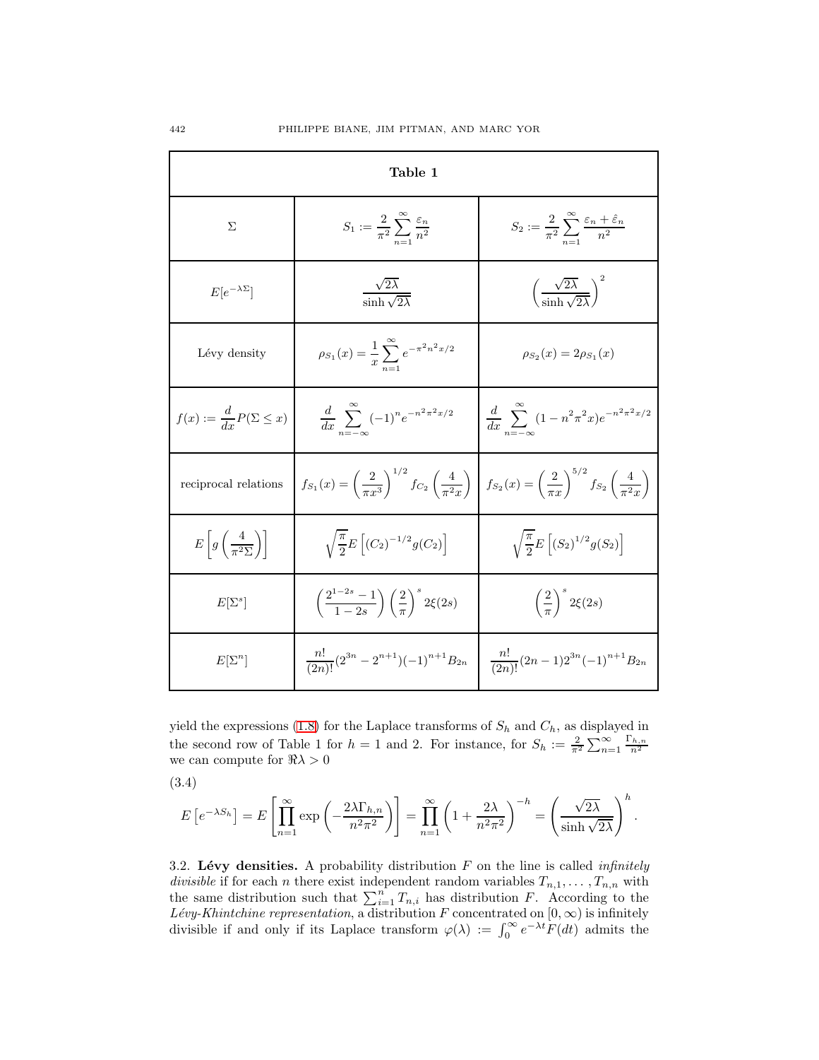**Table 1**

| $\Sigma$ | $S_1 := \frac{2}{\pi^2}\sum_{n=1}^{\infty}\frac{\varepsilon_n}{n^2}$ | $S_2 := \frac{2}{\pi^2}\sum_{n=1}^{\infty}\frac{\varepsilon_n+\hat{\varepsilon}_n}{n^2}$ |
|---|---|---|
| $E[e^{-\lambda\Sigma}]$ | $\frac{\sqrt{2\lambda}}{\sinh\sqrt{2\lambda}}$ | $\left(\frac{\sqrt{2\lambda}}{\sinh\sqrt{2\lambda}}\right)^2$ |
| Lévy density | $\rho_{S_1}(x) = \frac{1}{x}\sum_{n=1}^{\infty} e^{-\pi^2 n^2 x/2}$ | $\rho_{S_2}(x) = 2\rho_{S_1}(x)$ |
| $f(x) := \frac{d}{dx}P(\Sigma \le x)$ | $\frac{d}{dx}\sum_{n=-\infty}^{\infty}(-1)^n e^{-n^2\pi^2 x/2}$ | $\frac{d}{dx}\sum_{n=-\infty}^{\infty}(1-n^2\pi^2 x)e^{-n^2\pi^2 x/2}$ |
| reciprocal relations | $f_{S_1}(x) = \left(\frac{2}{\pi x^3}\right)^{1/2} f_{C_2}\left(\frac{4}{\pi^2 x}\right)$ | $f_{S_2}(x) = \left(\frac{2}{\pi x}\right)^{5/2} f_{S_2}\left(\frac{4}{\pi^2 x}\right)$ |
| $E\left[g\left(\frac{4}{\pi^2\Sigma}\right)\right]$ | $\sqrt{\frac{\pi}{2}}E\left[(C_2)^{-1/2}g(C_2)\right]$ | $\sqrt{\frac{\pi}{2}}E\left[(S_2)^{1/2}g(S_2)\right]$ |
| $E[\Sigma^s]$ | $\left(\frac{2^{1-2s}-1}{1-2s}\right)\left(\frac{2}{\pi}\right)^s 2\xi(2s)$ | $\left(\frac{2}{\pi}\right)^s 2\xi(2s)$ |
| $E[\Sigma^n]$ | $\frac{n!}{(2n)!}(2^{3n}-2^{n+1})(-1)^{n+1}B_{2n}$ | $\frac{n!}{(2n)!}(2n-1)2^{3n}(-1)^{n+1}B_{2n}$ |

yield the expressions (1.8) for the Laplace transforms of $S_h$ and $C_h$, as displayed in the second row of Table 1 for $h = 1$ and 2. For instance, for $S_h := \frac{2}{\pi^2}\sum_{n=1}^{\infty}\frac{\Gamma_{h,n}}{n^2}$ we can compute for $\Re\lambda > 0$

(3.4)
$$E\left[e^{-\lambda S_h}\right] = E\left[\prod_{n=1}^{\infty}\exp\left(-\frac{2\lambda\Gamma_{h,n}}{n^2\pi^2}\right)\right] = \prod_{n=1}^{\infty}\left(1+\frac{2\lambda}{n^2\pi^2}\right)^{-h} = \left(\frac{\sqrt{2\lambda}}{\sinh\sqrt{2\lambda}}\right)^h.$$

3.2. **Lévy densities.** A probability distribution $F$ on the line is called *infinitely divisible* if for each $n$ there exist independent random variables $T_{n,1},\ldots,T_{n,n}$ with the same distribution such that $\sum_{i=1}^{n} T_{n,i}$ has distribution $F$. According to the *Lévy-Khintchine representation*, a distribution $F$ concentrated on $[0,\infty)$ is infinitely divisible if and only if its Laplace transform $\varphi(\lambda) := \int_0^\infty e^{-\lambda t}F(dt)$ admits the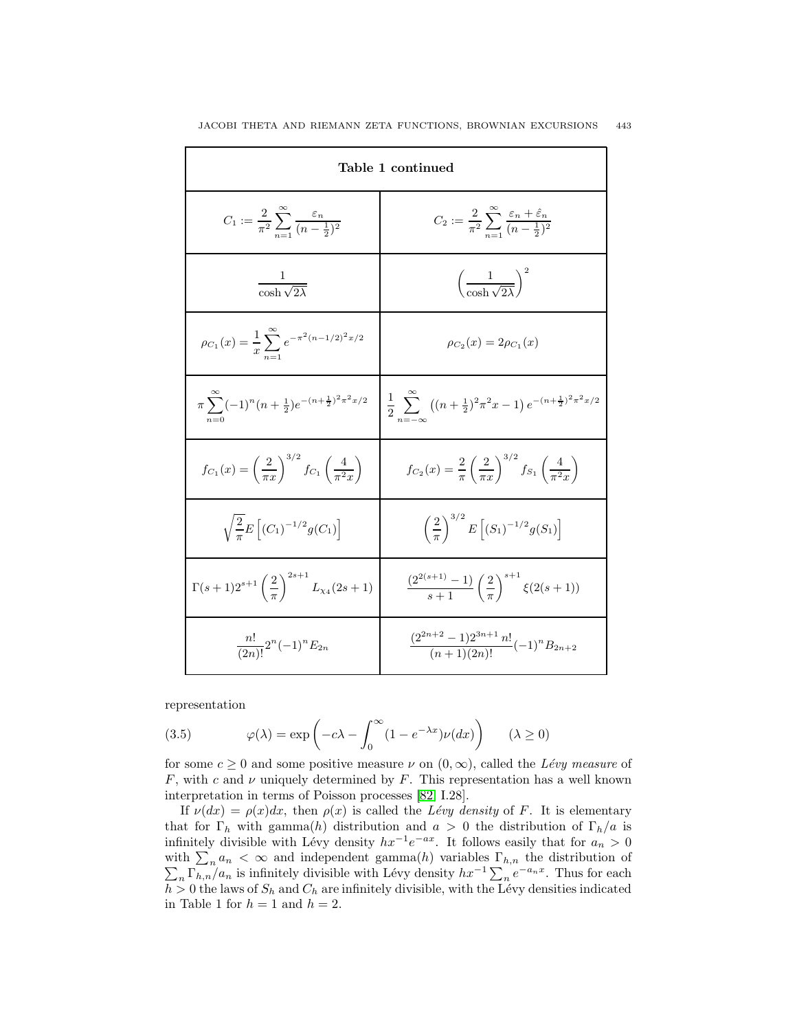| **Table 1 continued** | |
|---|---|
| $C_1 := \frac{2}{\pi^2}\sum_{n=1}^{\infty}\frac{\varepsilon_n}{(n-\frac{1}{2})^2}$ | $C_2 := \frac{2}{\pi^2}\sum_{n=1}^{\infty}\frac{\varepsilon_n+\hat{\varepsilon}_n}{(n-\frac{1}{2})^2}$ |
| $\frac{1}{\cosh\sqrt{2\lambda}}$ | $\left(\frac{1}{\cosh\sqrt{2\lambda}}\right)^2$ |
| $\rho_{C_1}(x) = \frac{1}{x}\sum_{n=1}^{\infty} e^{-\pi^2(n-1/2)^2 x/2}$ | $\rho_{C_2}(x) = 2\rho_{C_1}(x)$ |
| $\pi\sum_{n=0}^{\infty}(-1)^n(n+\frac{1}{2})e^{-(n+\frac{1}{2})^2\pi^2 x/2}$ | $\frac{1}{2}\sum_{n=-\infty}^{\infty}\left((n+\frac{1}{2})^2\pi^2 x - 1\right)e^{-(n+\frac{1}{2})^2\pi^2 x/2}$ |
| $f_{C_1}(x) = \left(\frac{2}{\pi x}\right)^{3/2} f_{C_1}\left(\frac{4}{\pi^2 x}\right)$ | $f_{C_2}(x) = \frac{2}{\pi}\left(\frac{2}{\pi x}\right)^{3/2} f_{S_1}\left(\frac{4}{\pi^2 x}\right)$ |
| $\sqrt{\frac{2}{\pi}}E\left[(C_1)^{-1/2}g(C_1)\right]$ | $\left(\frac{2}{\pi}\right)^{3/2}E\left[(S_1)^{-1/2}g(S_1)\right]$ |
| $\Gamma(s+1)2^{s+1}\left(\frac{2}{\pi}\right)^{2s+1}L_{\chi_4}(2s+1)$ | $\frac{(2^{2(s+1)}-1)}{s+1}\left(\frac{2}{\pi}\right)^{s+1}\xi(2(s+1))$ |
| $\frac{n!}{(2n)!}2^n(-1)^n E_{2n}$ | $\frac{(2^{2n+2}-1)2^{3n+1}\,n!}{(n+1)(2n)!}(-1)^n B_{2n+2}$ |

representation

$$\varphi(\lambda) = \exp\left(-c\lambda - \int_0^\infty (1-e^{-\lambda x})\nu(dx)\right) \qquad (\lambda \geq 0) \tag{3.5}$$

for some $c \geq 0$ and some positive measure $\nu$ on $(0,\infty)$, called the *Lévy measure* of $F$, with $c$ and $\nu$ uniquely determined by $F$. This representation has a well known interpretation in terms of Poisson processes [82, I.28].

If $\nu(dx) = \rho(x)dx$, then $\rho(x)$ is called the *Lévy density* of $F$. It is elementary that for $\Gamma_h$ with gamma($h$) distribution and $a > 0$ the distribution of $\Gamma_h/a$ is infinitely divisible with Lévy density $hx^{-1}e^{-ax}$. It follows easily that for $a_n > 0$ with $\sum_n a_n < \infty$ and independent gamma($h$) variables $\Gamma_{h,n}$ the distribution of $\sum_n \Gamma_{h,n}/a_n$ is infinitely divisible with Lévy density $hx^{-1}\sum_n e^{-a_n x}$. Thus for each $h > 0$ the laws of $S_h$ and $C_h$ are infinitely divisible, with the Lévy densities indicated in Table 1 for $h = 1$ and $h = 2$.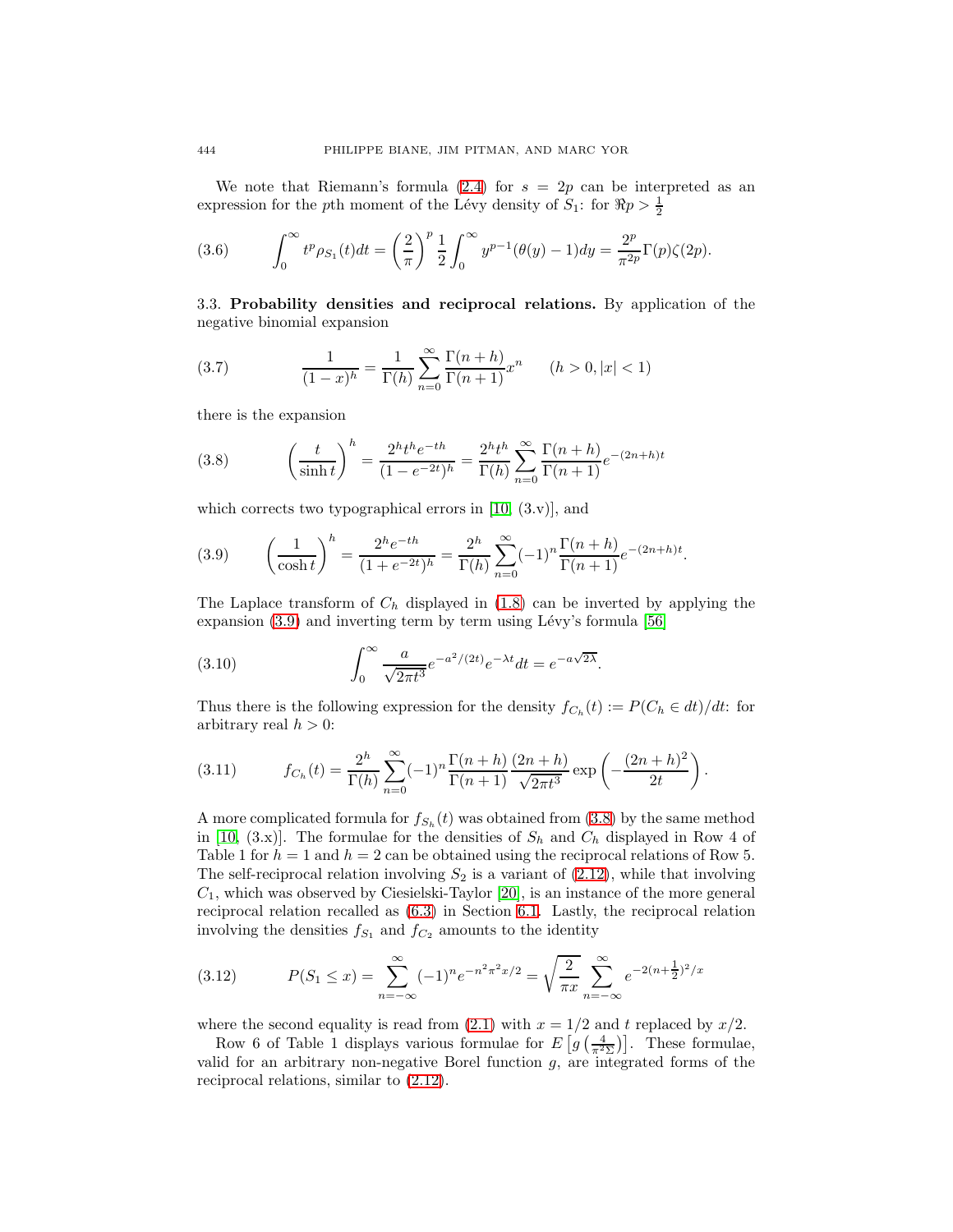We note that Riemann's formula (2.4) for $s = 2p$ can be interpreted as an expression for the $p$th moment of the Lévy density of $S_1$: for $\Re p > \frac{1}{2}$

$$\int_0^\infty t^p \rho_{S_1}(t) dt = \left(\frac{2}{\pi}\right)^p \frac{1}{2} \int_0^\infty y^{p-1}(\theta(y) - 1) dy = \frac{2^p}{\pi^{2p}} \Gamma(p) \zeta(2p). \tag{3.6}$$

### 3.3. Probability densities and reciprocal relations.

By application of the negative binomial expansion

$$\frac{1}{(1-x)^h} = \frac{1}{\Gamma(h)} \sum_{n=0}^\infty \frac{\Gamma(n+h)}{\Gamma(n+1)} x^n \qquad (h > 0, |x| < 1) \tag{3.7}$$

there is the expansion

$$\left(\frac{t}{\sinh t}\right)^h = \frac{2^h t^h e^{-th}}{(1 - e^{-2t})^h} = \frac{2^h t^h}{\Gamma(h)} \sum_{n=0}^\infty \frac{\Gamma(n+h)}{\Gamma(n+1)} e^{-(2n+h)t} \tag{3.8}$$

which corrects two typographical errors in [10, (3.v)], and

$$\left(\frac{1}{\cosh t}\right)^h = \frac{2^h e^{-th}}{(1 + e^{-2t})^h} = \frac{2^h}{\Gamma(h)} \sum_{n=0}^\infty (-1)^n \frac{\Gamma(n+h)}{\Gamma(n+1)} e^{-(2n+h)t}. \tag{3.9}$$

The Laplace transform of $C_h$ displayed in (1.8) can be inverted by applying the expansion (3.9) and inverting term by term using Lévy's formula [56]

$$\int_0^\infty \frac{a}{\sqrt{2\pi t^3}} e^{-a^2/(2t)} e^{-\lambda t} dt = e^{-a\sqrt{2\lambda}}. \tag{3.10}$$

Thus there is the following expression for the density $f_{C_h}(t) := P(C_h \in dt)/dt$: for arbitrary real $h > 0$:

$$f_{C_h}(t) = \frac{2^h}{\Gamma(h)} \sum_{n=0}^\infty (-1)^n \frac{\Gamma(n+h)}{\Gamma(n+1)} \frac{(2n+h)}{\sqrt{2\pi t^3}} \exp\left(-\frac{(2n+h)^2}{2t}\right). \tag{3.11}$$

A more complicated formula for $f_{S_h}(t)$ was obtained from (3.8) by the same method in [10, (3.x)]. The formulae for the densities of $S_h$ and $C_h$ displayed in Row 4 of Table 1 for $h = 1$ and $h = 2$ can be obtained using the reciprocal relations of Row 5. The self-reciprocal relation involving $S_2$ is a variant of (2.12), while that involving $C_1$, which was observed by Ciesielski-Taylor [20], is an instance of the more general reciprocal relation recalled as (6.3) in Section 6.1. Lastly, the reciprocal relation involving the densities $f_{S_1}$ and $f_{C_2}$ amounts to the identity

$$P(S_1 \le x) = \sum_{n=-\infty}^\infty (-1)^n e^{-n^2\pi^2 x/2} = \sqrt{\frac{2}{\pi x}} \sum_{n=-\infty}^\infty e^{-2(n+\frac{1}{2})^2/x} \tag{3.12}$$

where the second equality is read from (2.1) with $x = 1/2$ and $t$ replaced by $x/2$.

Row 6 of Table 1 displays various formulae for $E\left[g\left(\frac{4}{\pi^2 \Sigma}\right)\right]$. These formulae, valid for an arbitrary non-negative Borel function $g$, are integrated forms of the reciprocal relations, similar to (2.12).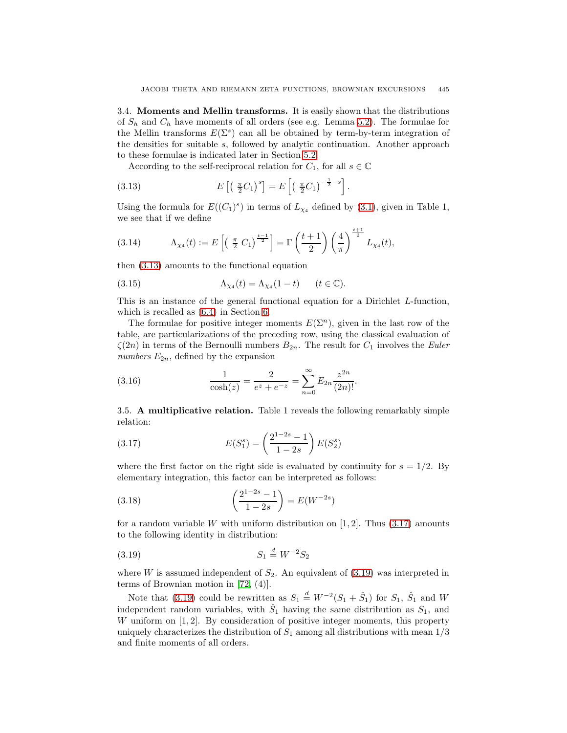3.4. **Moments and Mellin transforms.** It is easily shown that the distributions of $S_h$ and $C_h$ have moments of all orders (see e.g. Lemma 5.2). The formulae for the Mellin transforms $E(\Sigma^s)$ can all be obtained by term-by-term integration of the densities for suitable $s$, followed by analytic continuation. Another approach to these formulae is indicated later in Section 5.2.

According to the self-reciprocal relation for $C_1$, for all $s \in \mathbb{C}$

$$E\left[\left(\tfrac{\pi}{2}C_1\right)^s\right] = E\left[\left(\tfrac{\pi}{2}C_1\right)^{-\frac{1}{2}-s}\right]. \tag{3.13}$$

Using the formula for $E((C_1)^s)$ in terms of $L_{\chi_4}$ defined by (3.1), given in Table 1, we see that if we define

$$\Lambda_{\chi_4}(t) := E\left[\left(\tfrac{\pi}{2}\,C_1\right)^{\frac{t-1}{2}}\right] = \Gamma\left(\frac{t+1}{2}\right)\left(\frac{4}{\pi}\right)^{\frac{t+1}{2}} L_{\chi_4}(t), \tag{3.14}$$

then (3.13) amounts to the functional equation

$$\Lambda_{\chi_4}(t) = \Lambda_{\chi_4}(1-t) \qquad (t \in \mathbb{C}). \tag{3.15}$$

This is an instance of the general functional equation for a Dirichlet $L$-function, which is recalled as (6.4) in Section 6.

The formulae for positive integer moments $E(\Sigma^n)$, given in the last row of the table, are particularizations of the preceding row, using the classical evaluation of $\zeta(2n)$ in terms of the Bernoulli numbers $B_{2n}$. The result for $C_1$ involves the *Euler numbers* $E_{2n}$, defined by the expansion

$$\frac{1}{\cosh(z)} = \frac{2}{e^z + e^{-z}} = \sum_{n=0}^{\infty} E_{2n}\frac{z^{2n}}{(2n)!}. \tag{3.16}$$

3.5. **A multiplicative relation.** Table 1 reveals the following remarkably simple relation:

$$E(S_1^s) = \left(\frac{2^{1-2s}-1}{1-2s}\right) E(S_2^s) \tag{3.17}$$

where the first factor on the right side is evaluated by continuity for $s = 1/2$. By elementary integration, this factor can be interpreted as follows:

$$\left(\frac{2^{1-2s}-1}{1-2s}\right) = E(W^{-2s}) \tag{3.18}$$

for a random variable $W$ with uniform distribution on $[1,2]$. Thus (3.17) amounts to the following identity in distribution:

$$S_1 \stackrel{d}{=} W^{-2} S_2 \tag{3.19}$$

where $W$ is assumed independent of $S_2$. An equivalent of (3.19) was interpreted in terms of Brownian motion in [72, (4)].

Note that (3.19) could be rewritten as $S_1 \stackrel{d}{=} W^{-2}(S_1 + \hat{S}_1)$ for $S_1$, $\hat{S}_1$ and $W$ independent random variables, with $\hat{S}_1$ having the same distribution as $S_1$, and $W$ uniform on $[1,2]$. By consideration of positive integer moments, this property uniquely characterizes the distribution of $S_1$ among all distributions with mean $1/3$ and finite moments of all orders.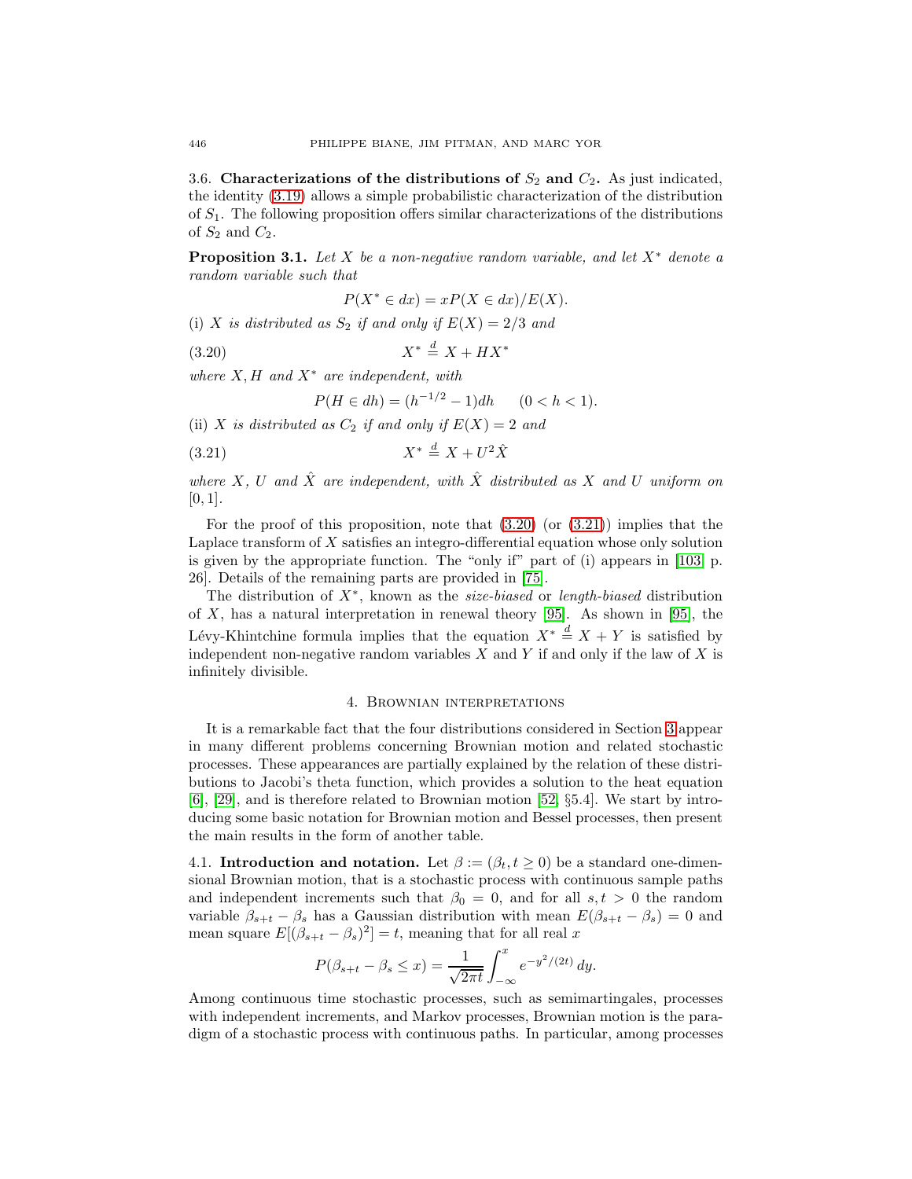3.6. **Characterizations of the distributions of $S_2$ and $C_2$.** As just indicated, the identity (3.19) allows a simple probabilistic characterization of the distribution of $S_1$. The following proposition offers similar characterizations of the distributions of $S_2$ and $C_2$.

**Proposition 3.1.** *Let $X$ be a non-negative random variable, and let $X^*$ denote a random variable such that*

$$P(X^* \in dx) = xP(X \in dx)/E(X).$$

(i) *$X$ is distributed as $S_2$ if and only if $E(X) = 2/3$ and*

$$X^* \stackrel{d}{=} X + HX^* \tag{3.20}$$

*where $X, H$ and $X^*$ are independent, with*

$$P(H \in dh) = (h^{-1/2} - 1)dh \qquad (0 < h < 1).$$

(ii) *$X$ is distributed as $C_2$ if and only if $E(X) = 2$ and*

$$X^* \stackrel{d}{=} X + U^2 \hat{X} \tag{3.21}$$

*where $X$, $U$ and $\hat{X}$ are independent, with $\hat{X}$ distributed as $X$ and $U$ uniform on $[0, 1]$.*

For the proof of this proposition, note that (3.20) (or (3.21)) implies that the Laplace transform of $X$ satisfies an integro-differential equation whose only solution is given by the appropriate function. The "only if" part of (i) appears in [103, p. 26]. Details of the remaining parts are provided in [75].

The distribution of $X^*$, known as the *size-biased* or *length-biased* distribution of $X$, has a natural interpretation in renewal theory [95]. As shown in [95], the Lévy-Khintchine formula implies that the equation $X^* \stackrel{d}{=} X + Y$ is satisfied by independent non-negative random variables $X$ and $Y$ if and only if the law of $X$ is infinitely divisible.

## 4. Brownian interpretations

It is a remarkable fact that the four distributions considered in Section 3 appear in many different problems concerning Brownian motion and related stochastic processes. These appearances are partially explained by the relation of these distributions to Jacobi's theta function, which provides a solution to the heat equation [6], [29], and is therefore related to Brownian motion [52, §5.4]. We start by introducing some basic notation for Brownian motion and Bessel processes, then present the main results in the form of another table.

4.1. **Introduction and notation.** Let $\beta := (\beta_t, t \geq 0)$ be a standard one-dimensional Brownian motion, that is a stochastic process with continuous sample paths and independent increments such that $\beta_0 = 0$, and for all $s, t > 0$ the random variable $\beta_{s+t} - \beta_s$ has a Gaussian distribution with mean $E(\beta_{s+t} - \beta_s) = 0$ and mean square $E[(\beta_{s+t} - \beta_s)^2] = t$, meaning that for all real $x$

$$P(\beta_{s+t} - \beta_s \leq x) = \frac{1}{\sqrt{2\pi t}} \int_{-\infty}^{x} e^{-y^2/(2t)}\, dy.$$

Among continuous time stochastic processes, such as semimartingales, processes with independent increments, and Markov processes, Brownian motion is the paradigm of a stochastic process with continuous paths. In particular, among processes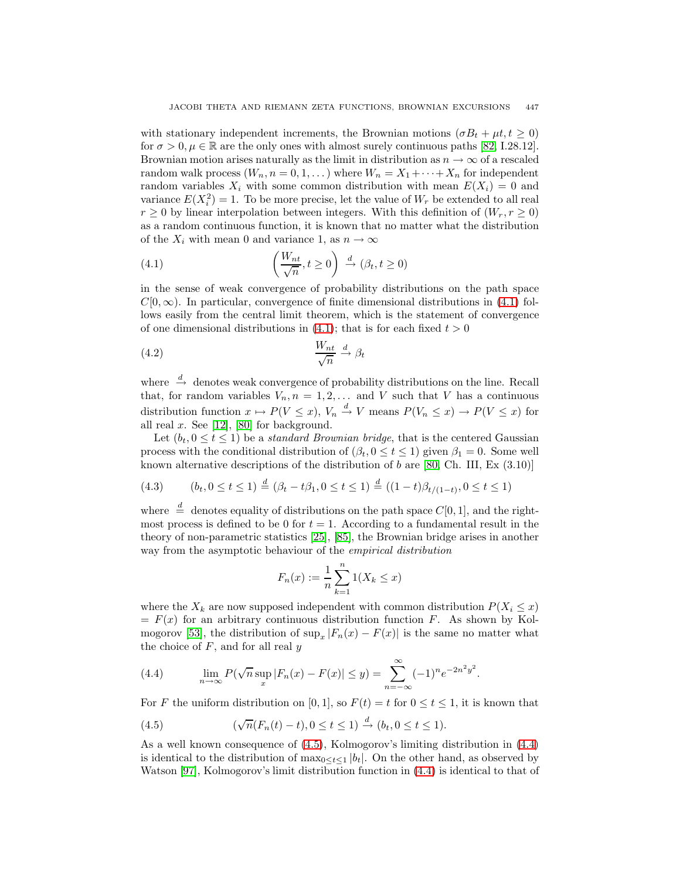with stationary independent increments, the Brownian motions $(\sigma B_t + \mu t, t \geq 0)$ for $\sigma > 0, \mu \in \mathbb{R}$ are the only ones with almost surely continuous paths [82, I.28.12]. Brownian motion arises naturally as the limit in distribution as $n \to \infty$ of a rescaled random walk process $(W_n, n = 0, 1, \dots)$ where $W_n = X_1 + \cdots + X_n$ for independent random variables $X_i$ with some common distribution with mean $E(X_i) = 0$ and variance $E(X_i^2) = 1$. To be more precise, let the value of $W_r$ be extended to all real $r \geq 0$ by linear interpolation between integers. With this definition of $(W_r, r \geq 0)$ as a random continuous function, it is known that no matter what the distribution of the $X_i$ with mean 0 and variance 1, as $n \to \infty$

$$\left( \frac{W_{nt}}{\sqrt{n}}, t \geq 0 \right) \xrightarrow{d} (\beta_t, t \geq 0) \tag{4.1}$$

in the sense of weak convergence of probability distributions on the path space $C[0, \infty)$. In particular, convergence of finite dimensional distributions in (4.1) follows easily from the central limit theorem, which is the statement of convergence of one dimensional distributions in (4.1); that is for each fixed $t > 0$

$$\frac{W_{nt}}{\sqrt{n}} \xrightarrow{d} \beta_t \tag{4.2}$$

where $\xrightarrow{d}$ denotes weak convergence of probability distributions on the line. Recall that, for random variables $V_n, n = 1, 2, \dots$ and $V$ such that $V$ has a continuous distribution function $x \mapsto P(V \leq x)$, $V_n \xrightarrow{d} V$ means $P(V_n \leq x) \to P(V \leq x)$ for all real $x$. See [12], [80] for background.

Let $(b_t, 0 \leq t \leq 1)$ be a *standard Brownian bridge*, that is the centered Gaussian process with the conditional distribution of $(\beta_t, 0 \leq t \leq 1)$ given $\beta_1 = 0$. Some well known alternative descriptions of the distribution of $b$ are [80, Ch. III, Ex (3.10)]

$$(b_t, 0 \leq t \leq 1) \stackrel{d}{=} (\beta_t - t\beta_1, 0 \leq t \leq 1) \stackrel{d}{=} ((1-t)\beta_{t/(1-t)}, 0 \leq t \leq 1) \tag{4.3}$$

where $\stackrel{d}{=}$ denotes equality of distributions on the path space $C[0, 1]$, and the rightmost process is defined to be 0 for $t = 1$. According to a fundamental result in the theory of non-parametric statistics [25], [85], the Brownian bridge arises in another way from the asymptotic behaviour of the *empirical distribution*

$$F_n(x) := \frac{1}{n} \sum_{k=1}^{n} 1(X_k \leq x)$$

where the $X_k$ are now supposed independent with common distribution $P(X_i \leq x) = F(x)$ for an arbitrary continuous distribution function $F$. As shown by Kolmogorov [53], the distribution of $\sup_x |F_n(x) - F(x)|$ is the same no matter what the choice of $F$, and for all real $y$

$$\lim_{n \to \infty} P(\sqrt{n} \sup_x |F_n(x) - F(x)| \leq y) = \sum_{n=-\infty}^{\infty} (-1)^n e^{-2n^2 y^2}. \tag{4.4}$$

For $F$ the uniform distribution on $[0, 1]$, so $F(t) = t$ for $0 \leq t \leq 1$, it is known that

$$(\sqrt{n}(F_n(t) - t), 0 \leq t \leq 1) \xrightarrow{d} (b_t, 0 \leq t \leq 1). \tag{4.5}$$

As a well known consequence of (4.5), Kolmogorov's limiting distribution in (4.4) is identical to the distribution of $\max_{0 \leq t \leq 1} |b_t|$. On the other hand, as observed by Watson [97], Kolmogorov's limit distribution function in (4.4) is identical to that of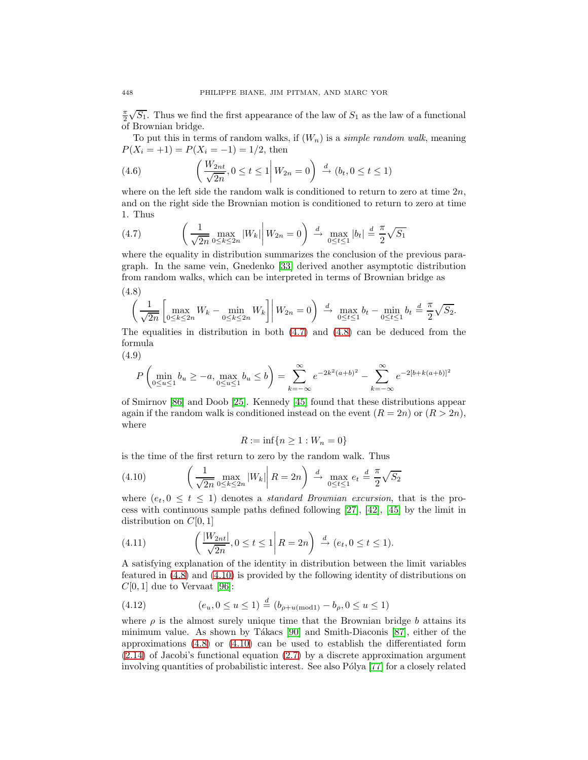$\frac{\pi}{2}\sqrt{S_1}$. Thus we find the first appearance of the law of $S_1$ as the law of a functional of Brownian bridge.

To put this in terms of random walks, if $(W_n)$ is a *simple random walk*, meaning $P(X_i = +1) = P(X_i = -1) = 1/2$, then

$$\left( \frac{W_{2nt}}{\sqrt{2n}}, 0 \le t \le 1 \,\middle|\, W_{2n} = 0 \right) \xrightarrow{d} (b_t, 0 \le t \le 1) \tag{4.6}$$

where on the left side the random walk is conditioned to return to zero at time $2n$, and on the right side the Brownian motion is conditioned to return to zero at time 1. Thus

$$\left( \frac{1}{\sqrt{2n}} \max_{0 \le k \le 2n} |W_k| \,\middle|\, W_{2n} = 0 \right) \xrightarrow{d} \max_{0 \le t \le 1} |b_t| \stackrel{d}{=} \frac{\pi}{2}\sqrt{S_1} \tag{4.7}$$

where the equality in distribution summarizes the conclusion of the previous paragraph. In the same vein, Gnedenko [33] derived another asymptotic distribution from random walks, which can be interpreted in terms of Brownian bridge as

$$\left( \frac{1}{\sqrt{2n}} \left[ \max_{0 \le k \le 2n} W_k - \min_{0 \le k \le 2n} W_k \right] \,\middle|\, W_{2n} = 0 \right) \xrightarrow{d} \max_{0 \le t \le 1} b_t - \min_{0 \le t \le 1} b_t \stackrel{d}{=} \frac{\pi}{2}\sqrt{S_2}. \tag{4.8}$$

The equalities in distribution in both (4.7) and (4.8) can be deduced from the formula

$$P\left( \min_{0 \le u \le 1} b_u \ge -a, \max_{0 \le u \le 1} b_u \le b \right) = \sum_{k=-\infty}^{\infty} e^{-2k^2(a+b)^2} - \sum_{k=-\infty}^{\infty} e^{-2[b+k(a+b)]^2} \tag{4.9}$$

of Smirnov [86] and Doob [25]. Kennedy [45] found that these distributions appear again if the random walk is conditioned instead on the event $(R = 2n)$ or $(R > 2n)$, where

$$R := \inf\{n \ge 1 : W_n = 0\}$$

is the time of the first return to zero by the random walk. Thus

$$\left( \frac{1}{\sqrt{2n}} \max_{0 \le k \le 2n} |W_k| \,\middle|\, R = 2n \right) \xrightarrow{d} \max_{0 \le t \le 1} e_t \stackrel{d}{=} \frac{\pi}{2}\sqrt{S_2} \tag{4.10}$$

where $(e_t, 0 \le t \le 1)$ denotes a *standard Brownian excursion*, that is the process with continuous sample paths defined following [27], [42], [45] by the limit in distribution on $C[0,1]$

$$\left( \frac{|W_{2nt}|}{\sqrt{2n}}, 0 \le t \le 1 \,\middle|\, R = 2n \right) \xrightarrow{d} (e_t, 0 \le t \le 1). \tag{4.11}$$

A satisfying explanation of the identity in distribution between the limit variables featured in (4.8) and (4.10) is provided by the following identity of distributions on $C[0,1]$ due to Vervaat [96]:

$$(e_u, 0 \le u \le 1) \stackrel{d}{=} (b_{\rho + u (\mathrm{mod}\, 1)} - b_\rho, 0 \le u \le 1) \tag{4.12}$$

where $\rho$ is the almost surely unique time that the Brownian bridge $b$ attains its minimum value. As shown by Tákacs [90] and Smith-Diaconis [87], either of the approximations (4.8) or (4.10) can be used to establish the differentiated form (2.14) of Jacobi's functional equation (2.7) by a discrete approximation argument involving quantities of probabilistic interest. See also Pólya [77] for a closely related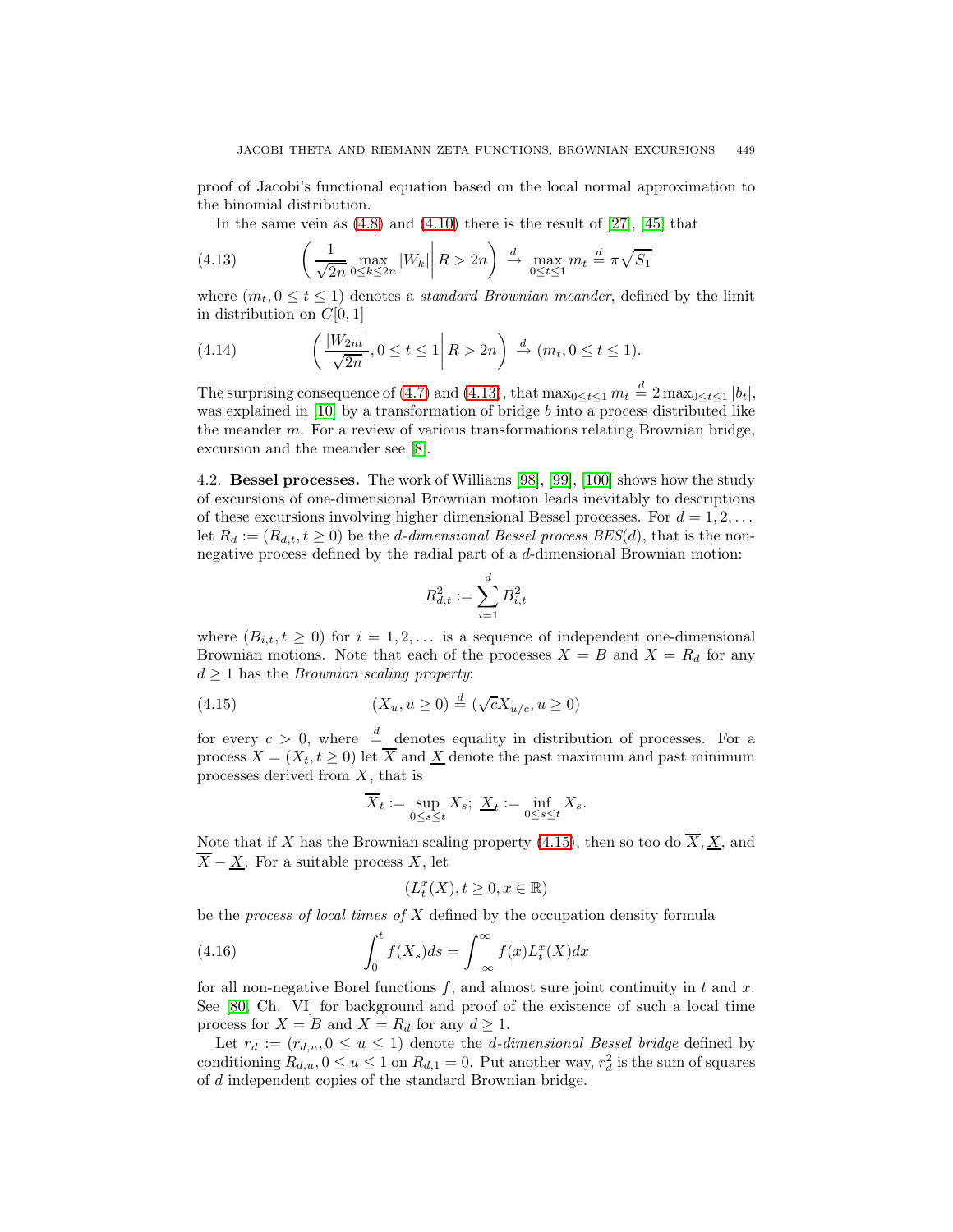proof of Jacobi's functional equation based on the local normal approximation to the binomial distribution.

In the same vein as (4.8) and (4.10) there is the result of [27], [45] that

$$\left( \frac{1}{\sqrt{2n}} \max_{0 \le k \le 2n} |W_k| \,\middle|\, R > 2n \right) \xrightarrow{d} \max_{0 \le t \le 1} m_t \overset{d}{=} \pi \sqrt{S_1} \tag{4.13}$$

where $(m_t, 0 \le t \le 1)$ denotes a *standard Brownian meander*, defined by the limit in distribution on $C[0,1]$

$$\left( \frac{|W_{2nt}|}{\sqrt{2n}}, 0 \le t \le 1 \,\middle|\, R > 2n \right) \xrightarrow{d} (m_t, 0 \le t \le 1). \tag{4.14}$$

The surprising consequence of (4.7) and (4.13), that $\max_{0 \le t \le 1} m_t \overset{d}{=} 2 \max_{0 \le t \le 1} |b_t|$, was explained in [10] by a transformation of bridge $b$ into a process distributed like the meander $m$. For a review of various transformations relating Brownian bridge, excursion and the meander see [8].

4.2. **Bessel processes.** The work of Williams [98], [99], [100] shows how the study of excursions of one-dimensional Brownian motion leads inevitably to descriptions of these excursions involving higher dimensional Bessel processes. For $d = 1, 2, \dots$ let $R_d := (R_{d,t}, t \ge 0)$ be the *d-dimensional Bessel process BES(d)*, that is the non-negative process defined by the radial part of a $d$-dimensional Brownian motion:

$$R_{d,t}^2 := \sum_{i=1}^{d} B_{i,t}^2$$

where $(B_{i,t}, t \ge 0)$ for $i = 1, 2, \dots$ is a sequence of independent one-dimensional Brownian motions. Note that each of the processes $X = B$ and $X = R_d$ for any $d \ge 1$ has the *Brownian scaling property*:

$$(X_u, u \ge 0) \overset{d}{=} (\sqrt{c} X_{u/c}, u \ge 0) \tag{4.15}$$

for every $c > 0$, where $\overset{d}{=}$ denotes equality in distribution of processes. For a process $X = (X_t, t \ge 0)$ let $\overline{X}$ and $\underline{X}$ denote the past maximum and past minimum processes derived from $X$, that is

$$\overline{X}_t := \sup_{0 \le s \le t} X_s; \ \underline{X}_t := \inf_{0 \le s \le t} X_s.$$

Note that if $X$ has the Brownian scaling property (4.15), then so too do $\overline{X}, \underline{X}$, and $\overline{X} - \underline{X}$. For a suitable process $X$, let

$$(L_t^x(X), t \ge 0, x \in \mathbb{R})$$

be the *process of local times of* $X$ defined by the occupation density formula

$$\int_0^t f(X_s) ds = \int_{-\infty}^{\infty} f(x) L_t^x(X) dx \tag{4.16}$$

for all non-negative Borel functions $f$, and almost sure joint continuity in $t$ and $x$. See [80, Ch. VI] for background and proof of the existence of such a local time process for $X = B$ and $X = R_d$ for any $d \ge 1$.

Let $r_d := (r_{d,u}, 0 \le u \le 1)$ denote the *d-dimensional Bessel bridge* defined by conditioning $R_{d,u}, 0 \le u \le 1$ on $R_{d,1} = 0$. Put another way, $r_d^2$ is the sum of squares of $d$ independent copies of the standard Brownian bridge.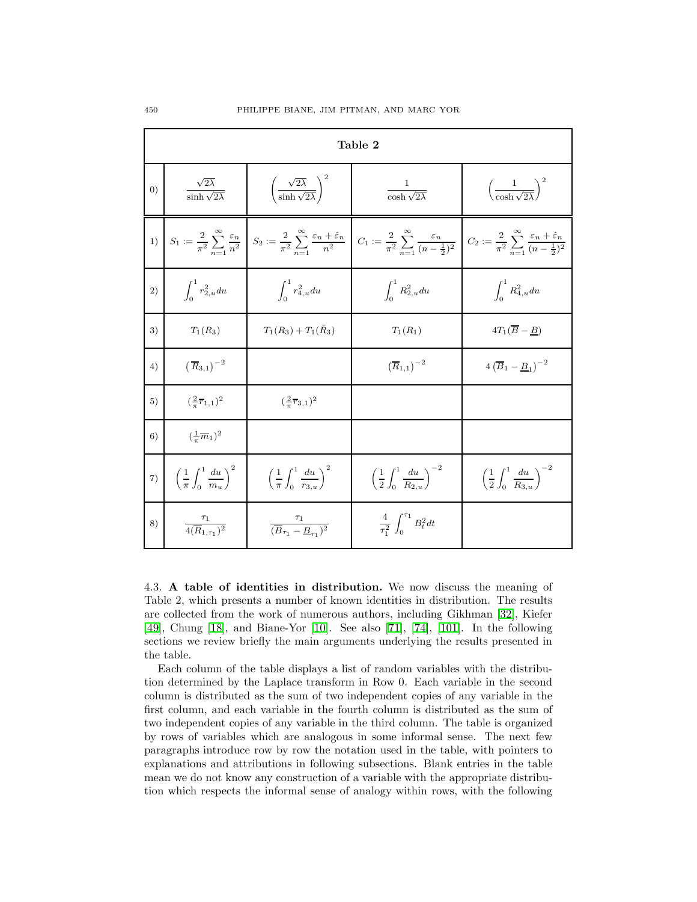| Table 2 | | | | |
|---|---|---|---|---|
| 0) | $\dfrac{\sqrt{2\lambda}}{\sinh\sqrt{2\lambda}}$ | $\left(\dfrac{\sqrt{2\lambda}}{\sinh\sqrt{2\lambda}}\right)^2$ | $\dfrac{1}{\cosh\sqrt{2\lambda}}$ | $\left(\dfrac{1}{\cosh\sqrt{2\lambda}}\right)^2$ |
| 1) | $S_1 := \dfrac{2}{\pi^2}\sum_{n=1}^{\infty}\dfrac{\varepsilon_n}{n^2}$ | $S_2 := \dfrac{2}{\pi^2}\sum_{n=1}^{\infty}\dfrac{\varepsilon_n+\hat{\varepsilon}_n}{n^2}$ | $C_1 := \dfrac{2}{\pi^2}\sum_{n=1}^{\infty}\dfrac{\varepsilon_n}{(n-\frac{1}{2})^2}$ | $C_2 := \dfrac{2}{\pi^2}\sum_{n=1}^{\infty}\dfrac{\varepsilon_n+\hat{\varepsilon}_n}{(n-\frac{1}{2})^2}$ |
| 2) | $\int_0^1 r_{2,u}^2 du$ | $\int_0^1 r_{4,u}^2 du$ | $\int_0^1 R_{2,u}^2 du$ | $\int_0^1 R_{4,u}^2 du$ |
| 3) | $T_1(R_3)$ | $T_1(R_3)+T_1(\hat{R}_3)$ | $T_1(R_1)$ | $4T_1(\overline{B}-\underline{B})$ |
| 4) | $\left(\overline{R}_{3,1}\right)^{-2}$ | | $\left(\overline{R}_{1,1}\right)^{-2}$ | $4\left(\overline{B}_1-\underline{B}_1\right)^{-2}$ |
| 5) | $(\frac{2}{\pi}\overline{r}_{1,1})^2$ | $(\frac{2}{\pi}\overline{r}_{3,1})^2$ | | |
| 6) | $(\frac{1}{\pi}\overline{m}_1)^2$ | | | |
| 7) | $\left(\dfrac{1}{\pi}\int_0^1\dfrac{du}{m_u}\right)^2$ | $\left(\dfrac{1}{\pi}\int_0^1\dfrac{du}{r_{3,u}}\right)^2$ | $\left(\dfrac{1}{2}\int_0^1\dfrac{du}{R_{2,u}}\right)^{-2}$ | $\left(\dfrac{1}{2}\int_0^1\dfrac{du}{R_{3,u}}\right)^{-2}$ |
| 8) | $\dfrac{\tau_1}{4(\overline{R}_{1,\tau_1})^2}$ | $\dfrac{\tau_1}{(\overline{B}_{\tau_1}-\underline{B}_{\tau_1})^2}$ | $\dfrac{4}{\tau_1^2}\int_0^{\tau_1} B_t^2 dt$ | |

4.3. **A table of identities in distribution.** We now discuss the meaning of Table 2, which presents a number of known identities in distribution. The results are collected from the work of numerous authors, including Gikhman [32], Kiefer [49], Chung [18], and Biane-Yor [10]. See also [71], [74], [101]. In the following sections we review briefly the main arguments underlying the results presented in the table.

Each column of the table displays a list of random variables with the distribution determined by the Laplace transform in Row 0. Each variable in the second column is distributed as the sum of two independent copies of any variable in the first column, and each variable in the fourth column is distributed as the sum of two independent copies of any variable in the third column. The table is organized by rows of variables which are analogous in some informal sense. The next few paragraphs introduce row by row the notation used in the table, with pointers to explanations and attributions in following subsections. Blank entries in the table mean we do not know any construction of a variable with the appropriate distribution which respects the informal sense of analogy within rows, with the following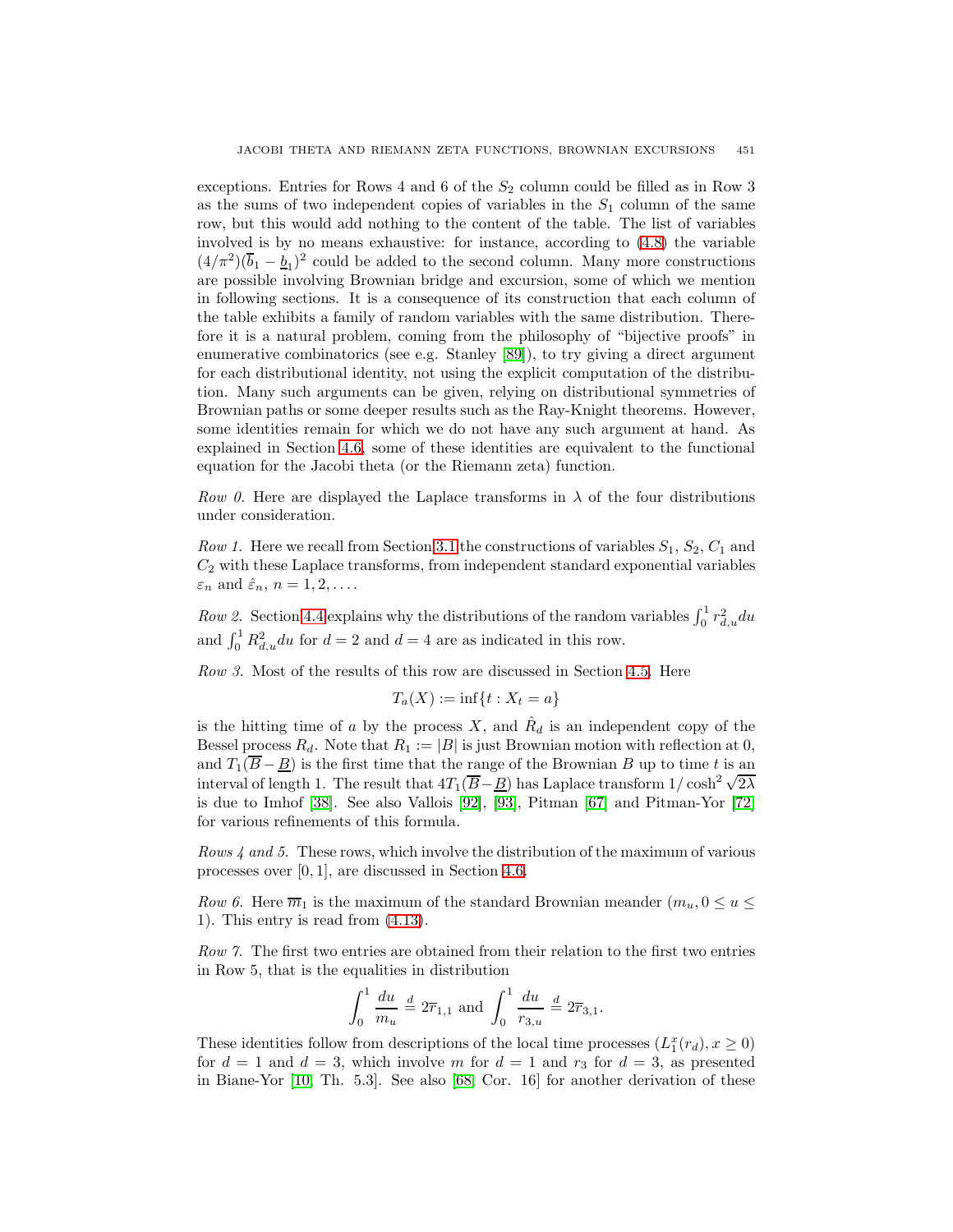exceptions. Entries for Rows 4 and 6 of the $S_2$ column could be filled as in Row 3 as the sums of two independent copies of variables in the $S_1$ column of the same row, but this would add nothing to the content of the table. The list of variables involved is by no means exhaustive: for instance, according to (4.8) the variable $(4/\pi^2)(\overline{b}_1 - \underline{b}_1)^2$ could be added to the second column. Many more constructions are possible involving Brownian bridge and excursion, some of which we mention in following sections. It is a consequence of its construction that each column of the table exhibits a family of random variables with the same distribution. Therefore it is a natural problem, coming from the philosophy of "bijective proofs" in enumerative combinatorics (see e.g. Stanley [89]), to try giving a direct argument for each distributional identity, not using the explicit computation of the distribution. Many such arguments can be given, relying on distributional symmetries of Brownian paths or some deeper results such as the Ray-Knight theorems. However, some identities remain for which we do not have any such argument at hand. As explained in Section 4.6, some of these identities are equivalent to the functional equation for the Jacobi theta (or the Riemann zeta) function.

*Row 0.* Here are displayed the Laplace transforms in $\lambda$ of the four distributions under consideration.

*Row 1.* Here we recall from Section 3.1 the constructions of variables $S_1$, $S_2$, $C_1$ and $C_2$ with these Laplace transforms, from independent standard exponential variables $\varepsilon_n$ and $\hat{\varepsilon}_n$, $n = 1, 2, \ldots$.

*Row 2.* Section 4.4 explains why the distributions of the random variables $\int_0^1 r_{d,u}^2 du$ and $\int_0^1 R_{d,u}^2 du$ for $d = 2$ and $d = 4$ are as indicated in this row.

*Row 3.* Most of the results of this row are discussed in Section 4.5. Here

$$T_a(X) := \inf\{t : X_t = a\}$$

is the hitting time of $a$ by the process $X$, and $\hat{R}_d$ is an independent copy of the Bessel process $R_d$. Note that $R_1 := |B|$ is just Brownian motion with reflection at 0, and $T_1(\overline{B} - \underline{B})$ is the first time that the range of the Brownian $B$ up to time $t$ is an interval of length 1. The result that $4T_1(\overline{B} - \underline{B})$ has Laplace transform $1/\cosh^2 \sqrt{2\lambda}$ is due to Imhof [38]. See also Vallois [92], [93], Pitman [67] and Pitman-Yor [72] for various refinements of this formula.

*Rows 4 and 5.* These rows, which involve the distribution of the maximum of various processes over $[0, 1]$, are discussed in Section 4.6.

*Row 6.* Here $\overline{m}_1$ is the maximum of the standard Brownian meander $(m_u, 0 \le u \le 1)$. This entry is read from (4.13).

*Row 7.* The first two entries are obtained from their relation to the first two entries in Row 5, that is the equalities in distribution

$$\int_0^1 \frac{du}{m_u} \stackrel{d}{=} 2\overline{r}_{1,1} \text{ and } \int_0^1 \frac{du}{r_{3,u}} \stackrel{d}{=} 2\overline{r}_{3,1}.$$

These identities follow from descriptions of the local time processes $(L_1^x(r_d), x \ge 0)$ for $d = 1$ and $d = 3$, which involve $m$ for $d = 1$ and $r_3$ for $d = 3$, as presented in Biane-Yor [10, Th. 5.3]. See also [68, Cor. 16] for another derivation of these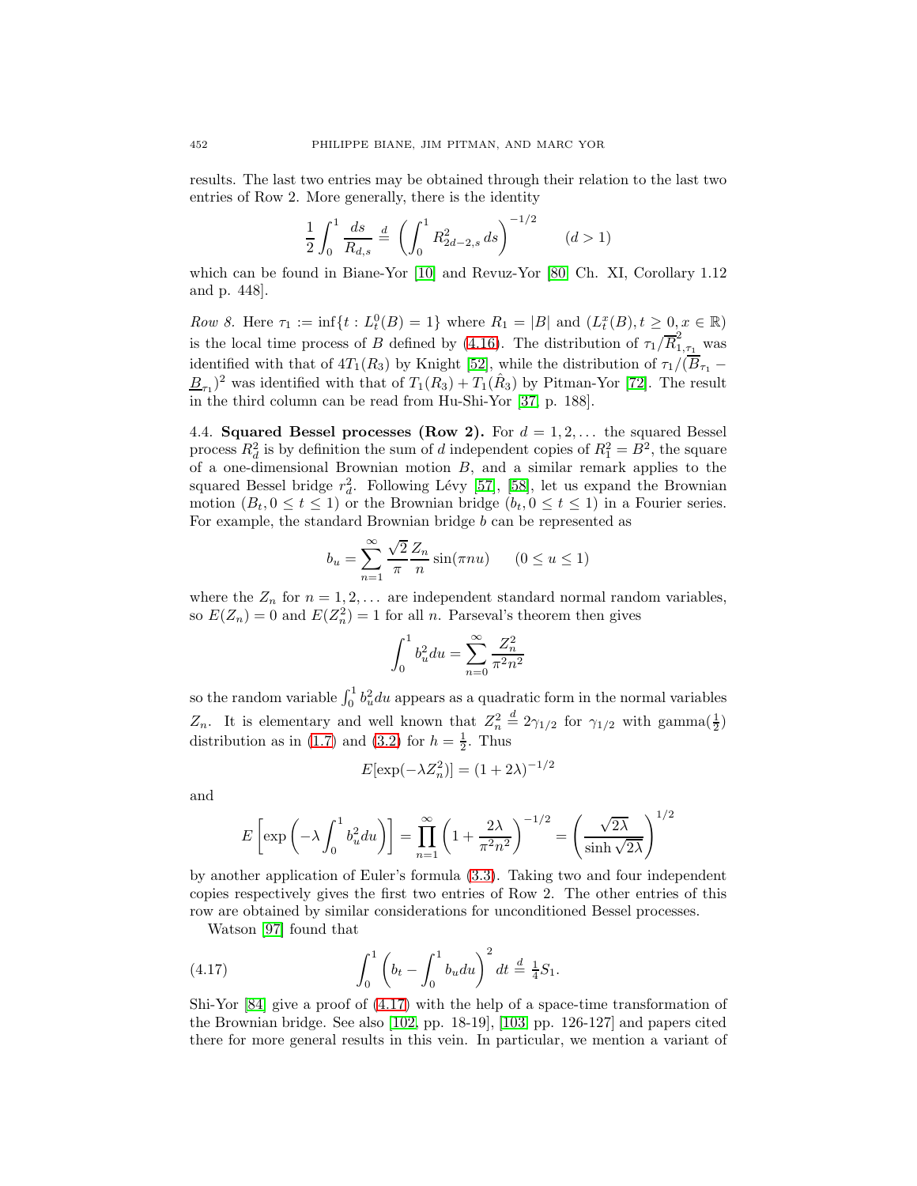results. The last two entries may be obtained through their relation to the last two entries of Row 2. More generally, there is the identity

$$\frac{1}{2}\int_0^1 \frac{ds}{R_{d,s}} \stackrel{d}{=} \left(\int_0^1 R^2_{2d-2,s}\, ds\right)^{-1/2} \qquad (d > 1)$$

which can be found in Biane-Yor [10] and Revuz-Yor [80, Ch. XI, Corollary 1.12 and p. 448].

*Row 8.* Here $\tau_1 := \inf\{t : L^0_t(B) = 1\}$ where $R_1 = |B|$ and $(L^x_t(B), t \geq 0, x \in \mathbb{R})$ is the local time process of $B$ defined by (4.16). The distribution of $\tau_1/\overline{R}^2_{1,\tau_1}$ was identified with that of $4T_1(R_3)$ by Knight [52], while the distribution of $\tau_1/(\overline{B}_{\tau_1} - \underline{B}_{\tau_1})^2$ was identified with that of $T_1(R_3) + T_1(\hat{R}_3)$ by Pitman-Yor [72]. The result in the third column can be read from Hu-Shi-Yor [37, p. 188].

4.4. **Squared Bessel processes (Row 2).** For $d = 1, 2, \ldots$ the squared Bessel process $R^2_d$ is by definition the sum of $d$ independent copies of $R^2_1 = B^2$, the square of a one-dimensional Brownian motion $B$, and a similar remark applies to the squared Bessel bridge $r^2_d$. Following Lévy [57], [58], let us expand the Brownian motion $(B_t, 0 \leq t \leq 1)$ or the Brownian bridge $(b_t, 0 \leq t \leq 1)$ in a Fourier series. For example, the standard Brownian bridge $b$ can be represented as

$$b_u = \sum_{n=1}^{\infty} \frac{\sqrt{2}}{\pi}\frac{Z_n}{n}\sin(\pi n u) \qquad (0 \leq u \leq 1)$$

where the $Z_n$ for $n = 1, 2, \ldots$ are independent standard normal random variables, so $E(Z_n) = 0$ and $E(Z_n^2) = 1$ for all $n$. Parseval's theorem then gives

$$\int_0^1 b_u^2 du = \sum_{n=0}^{\infty} \frac{Z_n^2}{\pi^2 n^2}$$

so the random variable $\int_0^1 b_u^2 du$ appears as a quadratic form in the normal variables $Z_n$. It is elementary and well known that $Z_n^2 \stackrel{d}{=} 2\gamma_{1/2}$ for $\gamma_{1/2}$ with gamma$(\frac{1}{2})$ distribution as in (1.7) and (3.2) for $h = \frac{1}{2}$. Thus

$$E[\exp(-\lambda Z_n^2)] = (1 + 2\lambda)^{-1/2}$$

and

$$E\left[\exp\left(-\lambda \int_0^1 b_u^2 du\right)\right] = \prod_{n=1}^{\infty}\left(1 + \frac{2\lambda}{\pi^2 n^2}\right)^{-1/2} = \left(\frac{\sqrt{2\lambda}}{\sinh\sqrt{2\lambda}}\right)^{1/2}$$

by another application of Euler's formula (3.3). Taking two and four independent copies respectively gives the first two entries of Row 2. The other entries of this row are obtained by similar considerations for unconditioned Bessel processes.

Watson [97] found that

$$\int_0^1 \left(b_t - \int_0^1 b_u du\right)^2 dt \stackrel{d}{=} \tfrac{1}{4}S_1. \tag{4.17}$$

Shi-Yor [84] give a proof of (4.17) with the help of a space-time transformation of the Brownian bridge. See also [102, pp. 18-19], [103, pp. 126-127] and papers cited there for more general results in this vein. In particular, we mention a variant of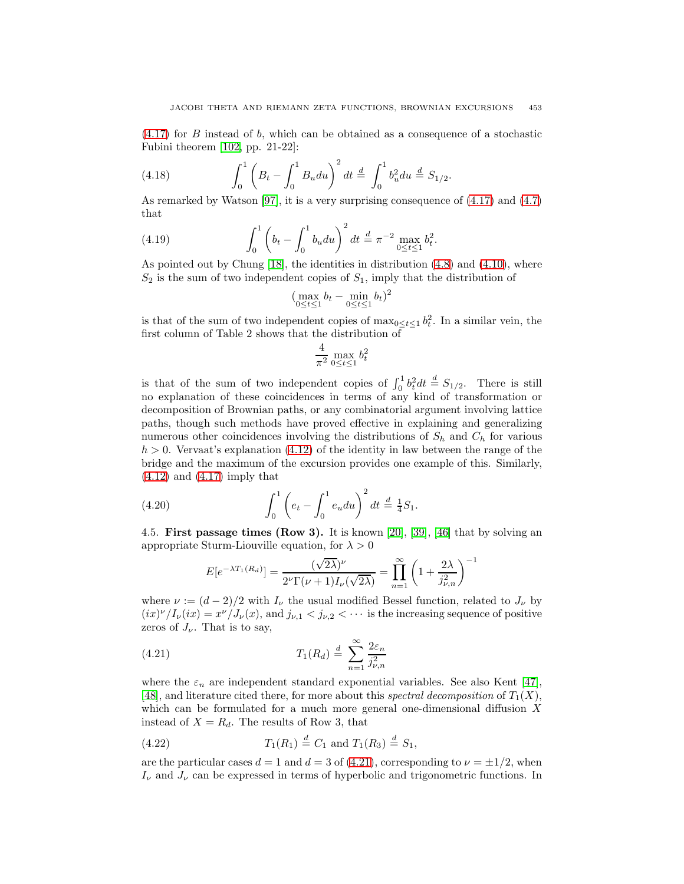(4.17) for $B$ instead of $b$, which can be obtained as a consequence of a stochastic Fubini theorem [102, pp. 21-22]:

$$\int_0^1 \left( B_t - \int_0^1 B_u du \right)^2 dt \stackrel{d}{=} \int_0^1 b_u^2 du \stackrel{d}{=} S_{1/2}. \tag{4.18}$$

As remarked by Watson [97], it is a very surprising consequence of (4.17) and (4.7) that

$$\int_0^1 \left( b_t - \int_0^1 b_u du \right)^2 dt \stackrel{d}{=} \pi^{-2} \max_{0 \le t \le 1} b_t^2. \tag{4.19}$$

As pointed out by Chung [18], the identities in distribution (4.8) and (4.10), where $S_2$ is the sum of two independent copies of $S_1$, imply that the distribution of

$$(\max_{0 \le t \le 1} b_t - \min_{0 \le t \le 1} b_t)^2$$

is that of the sum of two independent copies of $\max_{0 \le t \le 1} b_t^2$. In a similar vein, the first column of Table 2 shows that the distribution of

$$\frac{4}{\pi^2} \max_{0 \le t \le 1} b_t^2$$

is that of the sum of two independent copies of $\int_0^1 b_t^2 dt \stackrel{d}{=} S_{1/2}$. There is still no explanation of these coincidences in terms of any kind of transformation or decomposition of Brownian paths, or any combinatorial argument involving lattice paths, though such methods have proved effective in explaining and generalizing numerous other coincidences involving the distributions of $S_h$ and $C_h$ for various $h > 0$. Vervaat's explanation (4.12) of the identity in law between the range of the bridge and the maximum of the excursion provides one example of this. Similarly, (4.12) and (4.17) imply that

$$\int_0^1 \left( e_t - \int_0^1 e_u du \right)^2 dt \stackrel{d}{=} \tfrac{1}{4} S_1. \tag{4.20}$$

4.5. **First passage times (Row 3).** It is known [20], [39], [46] that by solving an appropriate Sturm-Liouville equation, for $\lambda > 0$

$$E[e^{-\lambda T_1(R_d)}] = \frac{(\sqrt{2\lambda})^\nu}{2^\nu \Gamma(\nu+1) I_\nu(\sqrt{2\lambda})} = \prod_{n=1}^\infty \left( 1 + \frac{2\lambda}{j_{\nu,n}^2} \right)^{-1}$$

where $\nu := (d-2)/2$ with $I_\nu$ the usual modified Bessel function, related to $J_\nu$ by $(ix)^\nu / I_\nu(ix) = x^\nu / J_\nu(x)$, and $j_{\nu,1} < j_{\nu,2} < \cdots$ is the increasing sequence of positive zeros of $J_\nu$. That is to say,

$$T_1(R_d) \stackrel{d}{=} \sum_{n=1}^\infty \frac{2\varepsilon_n}{j_{\nu,n}^2} \tag{4.21}$$

where the $\varepsilon_n$ are independent standard exponential variables. See also Kent [47], [48], and literature cited there, for more about this *spectral decomposition* of $T_1(X)$, which can be formulated for a much more general one-dimensional diffusion $X$ instead of $X = R_d$. The results of Row 3, that

$$T_1(R_1) \stackrel{d}{=} C_1 \text{ and } T_1(R_3) \stackrel{d}{=} S_1, \tag{4.22}$$

are the particular cases $d = 1$ and $d = 3$ of (4.21), corresponding to $\nu = \pm 1/2$, when $I_\nu$ and $J_\nu$ can be expressed in terms of hyperbolic and trigonometric functions. In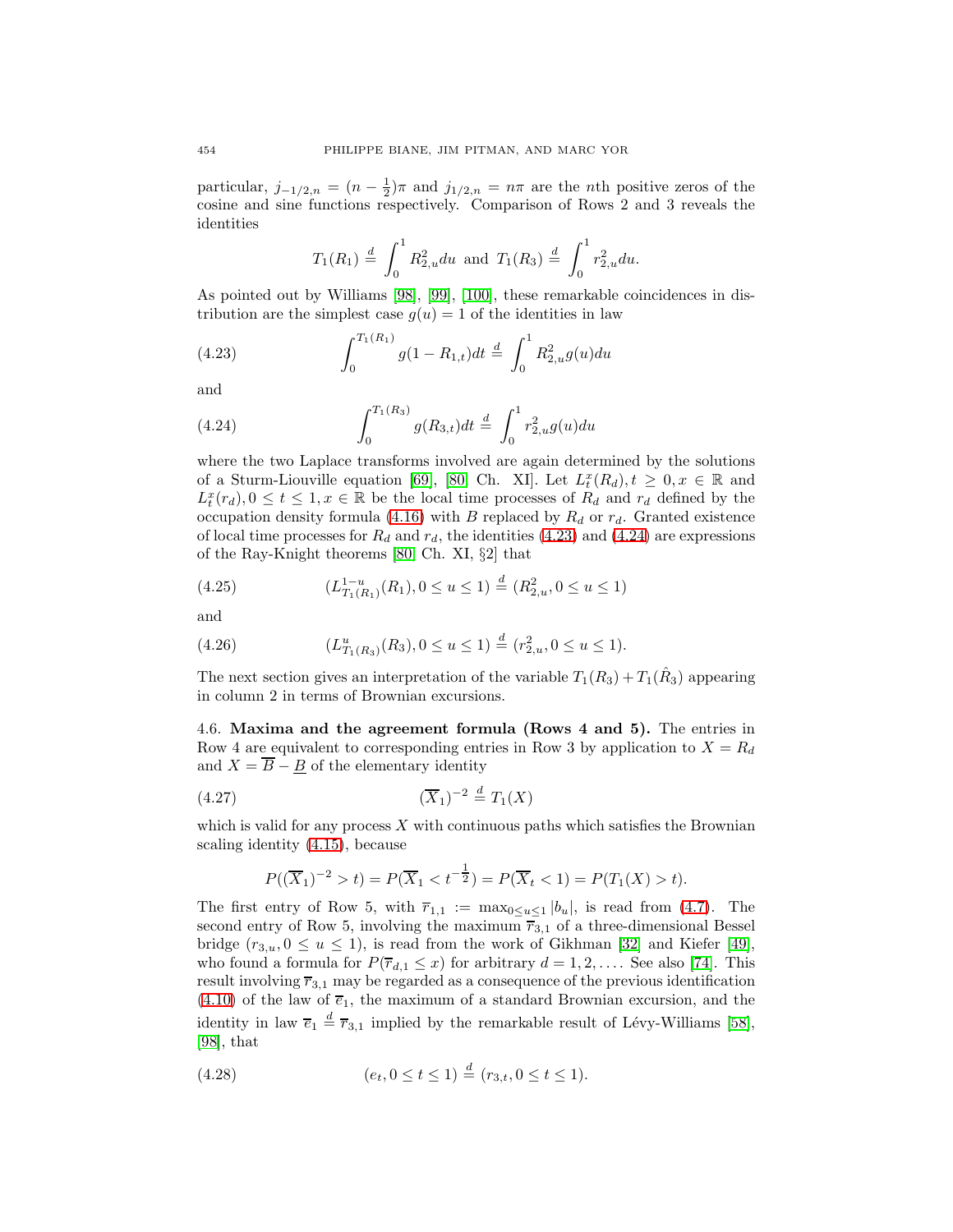particular, $j_{-1/2,n} = (n - \frac{1}{2})\pi$ and $j_{1/2,n} = n\pi$ are the $n$th positive zeros of the cosine and sine functions respectively. Comparison of Rows 2 and 3 reveals the identities

$$T_1(R_1) \overset{d}{=} \int_0^1 R_{2,u}^2 du \text{ and } T_1(R_3) \overset{d}{=} \int_0^1 r_{2,u}^2 du.$$

As pointed out by Williams [98], [99], [100], these remarkable coincidences in distribution are the simplest case $g(u) = 1$ of the identities in law

$$\int_0^{T_1(R_1)} g(1 - R_{1,t})dt \overset{d}{=} \int_0^1 R_{2,u}^2 g(u)du \tag{4.23}$$

and

$$\int_0^{T_1(R_3)} g(R_{3,t})dt \overset{d}{=} \int_0^1 r_{2,u}^2 g(u)du \tag{4.24}$$

where the two Laplace transforms involved are again determined by the solutions of a Sturm-Liouville equation [69], [80] Ch. XI]. Let $L_t^x(R_d), t \geq 0, x \in \mathbb{R}$ and $L_t^x(r_d), 0 \leq t \leq 1, x \in \mathbb{R}$ be the local time processes of $R_d$ and $r_d$ defined by the occupation density formula (4.16) with $B$ replaced by $R_d$ or $r_d$. Granted existence of local time processes for $R_d$ and $r_d$, the identities (4.23) and (4.24) are expressions of the Ray-Knight theorems [80] Ch. XI, §2] that

$$(L_{T_1(R_1)}^{1-u}(R_1), 0 \leq u \leq 1) \overset{d}{=} (R_{2,u}^2, 0 \leq u \leq 1) \tag{4.25}$$

and

$$(L_{T_1(R_3)}^{u}(R_3), 0 \leq u \leq 1) \overset{d}{=} (r_{2,u}^2, 0 \leq u \leq 1). \tag{4.26}$$

The next section gives an interpretation of the variable $T_1(R_3) + T_1(\hat{R}_3)$ appearing in column 2 in terms of Brownian excursions.

### 4.6. Maxima and the agreement formula (Rows 4 and 5).

The entries in Row 4 are equivalent to corresponding entries in Row 3 by application to $X = R_d$ and $X = \overline{B} - \underline{B}$ of the elementary identity

$$(\overline{X}_1)^{-2} \overset{d}{=} T_1(X) \tag{4.27}$$

which is valid for any process $X$ with continuous paths which satisfies the Brownian scaling identity (4.15), because

$$P((\overline{X}_1)^{-2} > t) = P(\overline{X}_1 < t^{-\frac{1}{2}}) = P(\overline{X}_t < 1) = P(T_1(X) > t).$$

The first entry of Row 5, with $\overline{r}_{1,1} := \max_{0 \leq u \leq 1} |b_u|$, is read from (4.7). The second entry of Row 5, involving the maximum $\overline{r}_{3,1}$ of a three-dimensional Bessel bridge $(r_{3,u}, 0 \leq u \leq 1)$, is read from the work of Gikhman [32] and Kiefer [49], who found a formula for $P(\overline{r}_{d,1} \leq x)$ for arbitrary $d = 1, 2, \ldots$. See also [74]. This result involving $\overline{r}_{3,1}$ may be regarded as a consequence of the previous identification (4.10) of the law of $\overline{e}_1$, the maximum of a standard Brownian excursion, and the identity in law $\overline{e}_1 \overset{d}{=} \overline{r}_{3,1}$ implied by the remarkable result of Lévy-Williams [58], [98], that

$$(e_t, 0 \leq t \leq 1) \overset{d}{=} (r_{3,t}, 0 \leq t \leq 1). \tag{4.28}$$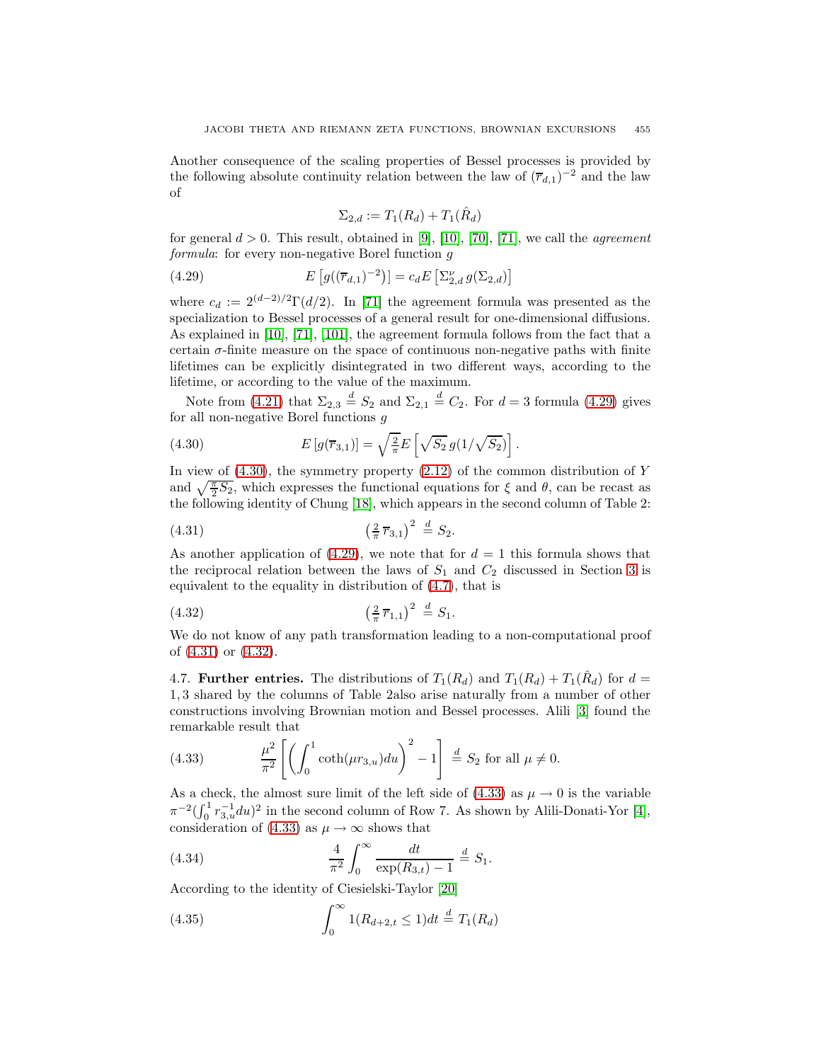Another consequence of the scaling properties of Bessel processes is provided by the following absolute continuity relation between the law of $(\overline{r}_{d,1})^{-2}$ and the law of

$$\Sigma_{2,d} := T_1(R_d) + T_1(\hat{R}_d)$$

for general $d > 0$. This result, obtained in [9], [10], [70], [71], we call the *agreement formula*: for every non-negative Borel function $g$

$$E\left[g((\overline{r}_{d,1})^{-2})\right] = c_d E\left[\Sigma_{2,d}^{\nu}\, g(\Sigma_{2,d})\right] \tag{4.29}$$

where $c_d := 2^{(d-2)/2}\Gamma(d/2)$. In [71] the agreement formula was presented as the specialization to Bessel processes of a general result for one-dimensional diffusions. As explained in [10], [71], [101], the agreement formula follows from the fact that a certain $\sigma$-finite measure on the space of continuous non-negative paths with finite lifetimes can be explicitly disintegrated in two different ways, according to the lifetime, or according to the value of the maximum.

Note from (4.21) that $\Sigma_{2,3} \overset{d}{=} S_2$ and $\Sigma_{2,1} \overset{d}{=} C_2$. For $d = 3$ formula (4.29) gives for all non-negative Borel functions $g$

$$E\left[g(\overline{r}_{3,1})\right] = \sqrt{\tfrac{2}{\pi}}\, E\left[\sqrt{S_2}\, g(1/\sqrt{S_2})\right]. \tag{4.30}$$

In view of (4.30), the symmetry property (2.12) of the common distribution of $Y$ and $\sqrt{\frac{\pi}{2}S_2}$, which expresses the functional equations for $\xi$ and $\theta$, can be recast as the following identity of Chung [18], which appears in the second column of Table 2:

$$\left(\tfrac{2}{\pi}\,\overline{r}_{3,1}\right)^2 \overset{d}{=} S_2. \tag{4.31}$$

As another application of (4.29), we note that for $d = 1$ this formula shows that the reciprocal relation between the laws of $S_1$ and $C_2$ discussed in Section 3 is equivalent to the equality in distribution of (4.7), that is

$$\left(\tfrac{2}{\pi}\,\overline{r}_{1,1}\right)^2 \overset{d}{=} S_1. \tag{4.32}$$

We do not know of any path transformation leading to a non-computational proof of (4.31) or (4.32).

**4.7. Further entries.** The distributions of $T_1(R_d)$ and $T_1(R_d) + T_1(\hat{R}_d)$ for $d = 1, 3$ shared by the columns of Table 2also arise naturally from a number of other constructions involving Brownian motion and Bessel processes. Alili [3] found the remarkable result that

$$\frac{\mu^2}{\pi^2}\left[\left(\int_0^1 \coth(\mu r_{3,u})du\right)^2 - 1\right] \overset{d}{=} S_2 \text{ for all } \mu \neq 0. \tag{4.33}$$

As a check, the almost sure limit of the left side of (4.33) as $\mu \to 0$ is the variable $\pi^{-2}(\int_0^1 r_{3,u}^{-1}du)^2$ in the second column of Row 7. As shown by Alili-Donati-Yor [4], consideration of (4.33) as $\mu \to \infty$ shows that

$$\frac{4}{\pi^2}\int_0^\infty \frac{dt}{\exp(R_{3,t}) - 1} \overset{d}{=} S_1. \tag{4.34}$$

According to the identity of Ciesielski-Taylor [20]

$$\int_0^\infty 1(R_{d+2,t} \leq 1)dt \overset{d}{=} T_1(R_d) \tag{4.35}$$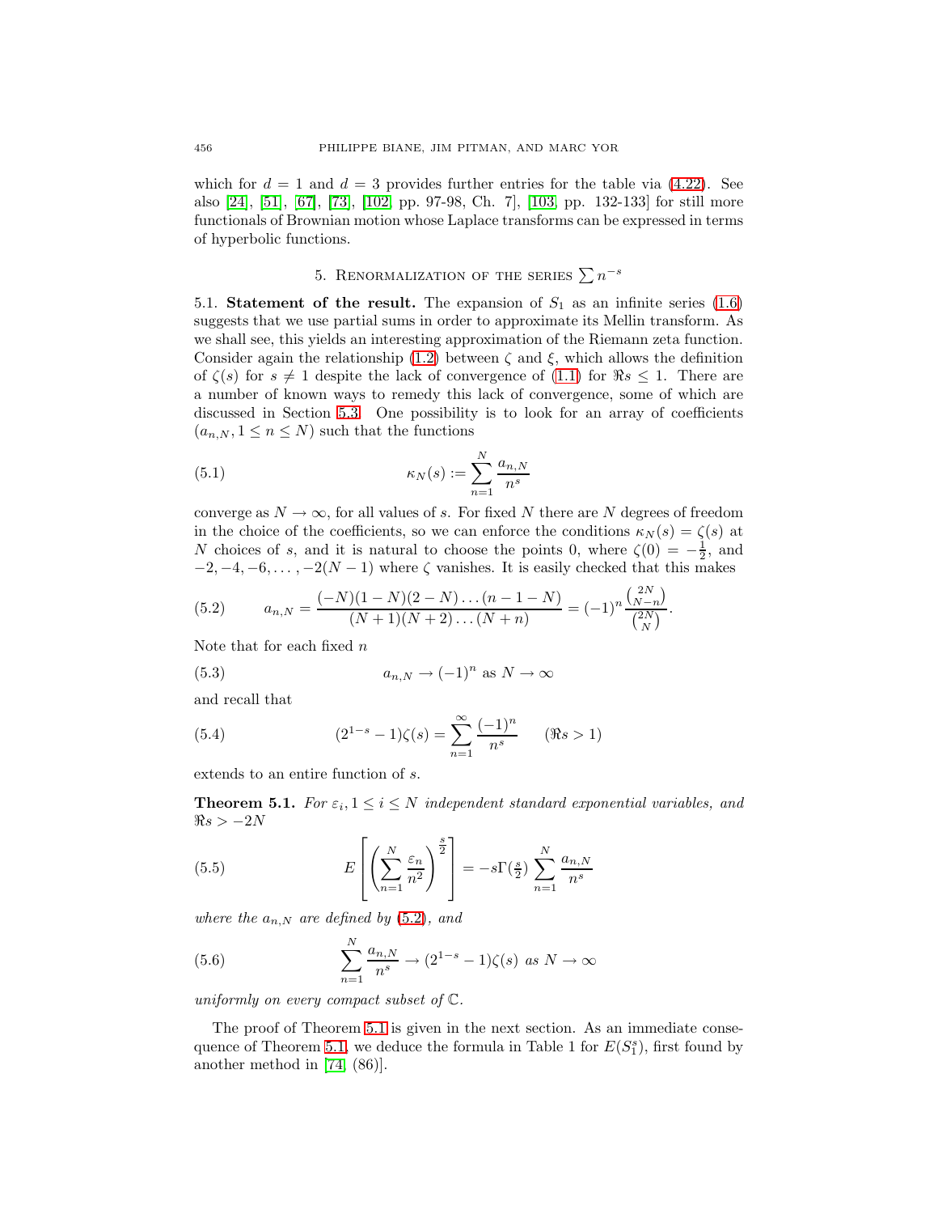which for $d = 1$ and $d = 3$ provides further entries for the table via (4.22). See also [24], [51], [67], [73], [102, pp. 97-98, Ch. 7], [103, pp. 132-133] for still more functionals of Brownian motion whose Laplace transforms can be expressed in terms of hyperbolic functions.

## 5. Renormalization of the series $\sum n^{-s}$

**5.1. Statement of the result.** The expansion of $S_1$ as an infinite series (1.6) suggests that we use partial sums in order to approximate its Mellin transform. As we shall see, this yields an interesting approximation of the Riemann zeta function. Consider again the relationship (1.2) between $\zeta$ and $\xi$, which allows the definition of $\zeta(s)$ for $s \neq 1$ despite the lack of convergence of (1.1) for $\Re s \leq 1$. There are a number of known ways to remedy this lack of convergence, some of which are discussed in Section 5.3. One possibility is to look for an array of coefficients $(a_{n,N}, 1 \leq n \leq N)$ such that the functions

$$\kappa_N(s) := \sum_{n=1}^{N} \frac{a_{n,N}}{n^s} \tag{5.1}$$

converge as $N \to \infty$, for all values of $s$. For fixed $N$ there are $N$ degrees of freedom in the choice of the coefficients, so we can enforce the conditions $\kappa_N(s) = \zeta(s)$ at $N$ choices of $s$, and it is natural to choose the points 0, where $\zeta(0) = -\frac{1}{2}$, and $-2, -4, -6, \ldots, -2(N-1)$ where $\zeta$ vanishes. It is easily checked that this makes

$$a_{n,N} = \frac{(-N)(1-N)(2-N)\ldots(n-1-N)}{(N+1)(N+2)\ldots(N+n)} = (-1)^n \frac{\binom{2N}{N-n}}{\binom{2N}{N}}. \tag{5.2}$$

Note that for each fixed $n$

$$a_{n,N} \to (-1)^n \text{ as } N \to \infty \tag{5.3}$$

and recall that

$$(2^{1-s} - 1)\zeta(s) = \sum_{n=1}^{\infty} \frac{(-1)^n}{n^s} \qquad (\Re s > 1) \tag{5.4}$$

extends to an entire function of $s$.

**Theorem 5.1.** *For $\varepsilon_i, 1 \leq i \leq N$ independent standard exponential variables, and $\Re s > -2N$*

$$E\left[\left(\sum_{n=1}^{N} \frac{\varepsilon_n}{n^2}\right)^{\frac{s}{2}}\right] = -s\Gamma(\tfrac{s}{2}) \sum_{n=1}^{N} \frac{a_{n,N}}{n^s} \tag{5.5}$$

*where the $a_{n,N}$ are defined by (5.2), and*

$$\sum_{n=1}^{N} \frac{a_{n,N}}{n^s} \to (2^{1-s} - 1)\zeta(s) \text{ as } N \to \infty \tag{5.6}$$

*uniformly on every compact subset of $\mathbb{C}$.*

The proof of Theorem 5.1 is given in the next section. As an immediate consequence of Theorem 5.1, we deduce the formula in Table 1 for $E(S_1^s)$, first found by another method in [74, (86)].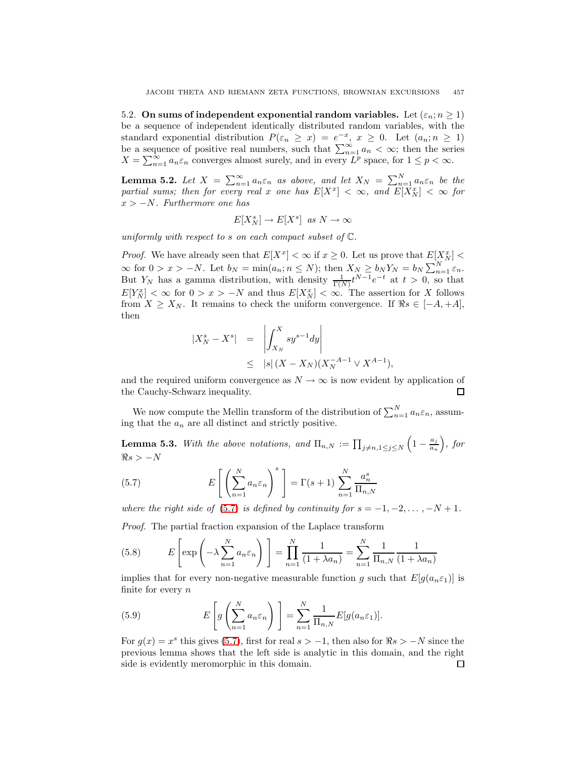5.2. **On sums of independent exponential random variables.** Let $(\varepsilon_n; n \geq 1)$ be a sequence of independent identically distributed random variables, with the standard exponential distribution $P(\varepsilon_n \geq x) = e^{-x}$, $x \geq 0$. Let $(a_n; n \geq 1)$ be a sequence of positive real numbers, such that $\sum_{n=1}^{\infty} a_n < \infty$; then the series $X = \sum_{n=1}^{\infty} a_n \varepsilon_n$ converges almost surely, and in every $L^p$ space, for $1 \leq p < \infty$.

**Lemma 5.2.** *Let $X = \sum_{n=1}^{\infty} a_n \varepsilon_n$ as above, and let $X_N = \sum_{n=1}^{N} a_n \varepsilon_n$ be the partial sums; then for every real $x$ one has $E[X^x] < \infty$, and $E[X_N^x] < \infty$ for $x > -N$. Furthermore one has*

$$E[X_N^s] \to E[X^s] \text{ as } N \to \infty$$

*uniformly with respect to $s$ on each compact subset of $\mathbb{C}$.*

*Proof.* We have already seen that $E[X^x] < \infty$ if $x \geq 0$. Let us prove that $E[X_N^x] < \infty$ for $0 > x > -N$. Let $b_N = \min(a_n; n \leq N)$; then $X_N \geq b_N Y_N = b_N \sum_{n=1}^{N} \varepsilon_n$. But $Y_N$ has a gamma distribution, with density $\frac{1}{\Gamma(N)} t^{N-1} e^{-t}$ at $t > 0$, so that $E[Y_N^x] < \infty$ for $0 > x > -N$ and thus $E[X_N^x] < \infty$. The assertion for $X$ follows from $X \geq X_N$. It remains to check the uniform convergence. If $\Re s \in [-A, +A]$, then

$$\begin{aligned} |X_N^s - X^s| &= \left| \int_{X_N}^{X} s y^{s-1} dy \right| \\ &\leq |s| \, (X - X_N)(X_N^{-A-1} \vee X^{A-1}), \end{aligned}$$

and the required uniform convergence as $N \to \infty$ is now evident by application of the Cauchy-Schwarz inequality. $\square$

We now compute the Mellin transform of the distribution of $\sum_{n=1}^{N} a_n \varepsilon_n$, assuming that the $a_n$ are all distinct and strictly positive.

**Lemma 5.3.** *With the above notations, and $\Pi_{n,N} := \prod_{j \neq n, 1 \leq j \leq N} \left(1 - \frac{a_j}{a_n}\right)$, for $\Re s > -N$*

$$E\left[\left(\sum_{n=1}^{N} a_n \varepsilon_n\right)^s\right] = \Gamma(s+1) \sum_{n=1}^{N} \frac{a_n^s}{\Pi_{n,N}} \tag{5.7}$$

*where the right side of (5.7) is defined by continuity for $s = -1, -2, \ldots, -N+1$.*

*Proof.* The partial fraction expansion of the Laplace transform

$$E\left[\exp\left(-\lambda \sum_{n=1}^{N} a_n \varepsilon_n\right)\right] = \prod_{n=1}^{N} \frac{1}{(1 + \lambda a_n)} = \sum_{n=1}^{N} \frac{1}{\Pi_{n,N}} \frac{1}{(1 + \lambda a_n)} \tag{5.8}$$

implies that for every non-negative measurable function $g$ such that $E[g(a_n \varepsilon_1)]$ is finite for every $n$

$$E\left[g\left(\sum_{n=1}^{N} a_n \varepsilon_n\right)\right] = \sum_{n=1}^{N} \frac{1}{\Pi_{n,N}} E[g(a_n \varepsilon_1)]. \tag{5.9}$$

For $g(x) = x^s$ this gives (5.7), first for real $s > -1$, then also for $\Re s > -N$ since the previous lemma shows that the left side is analytic in this domain, and the right side is evidently meromorphic in this domain. $\square$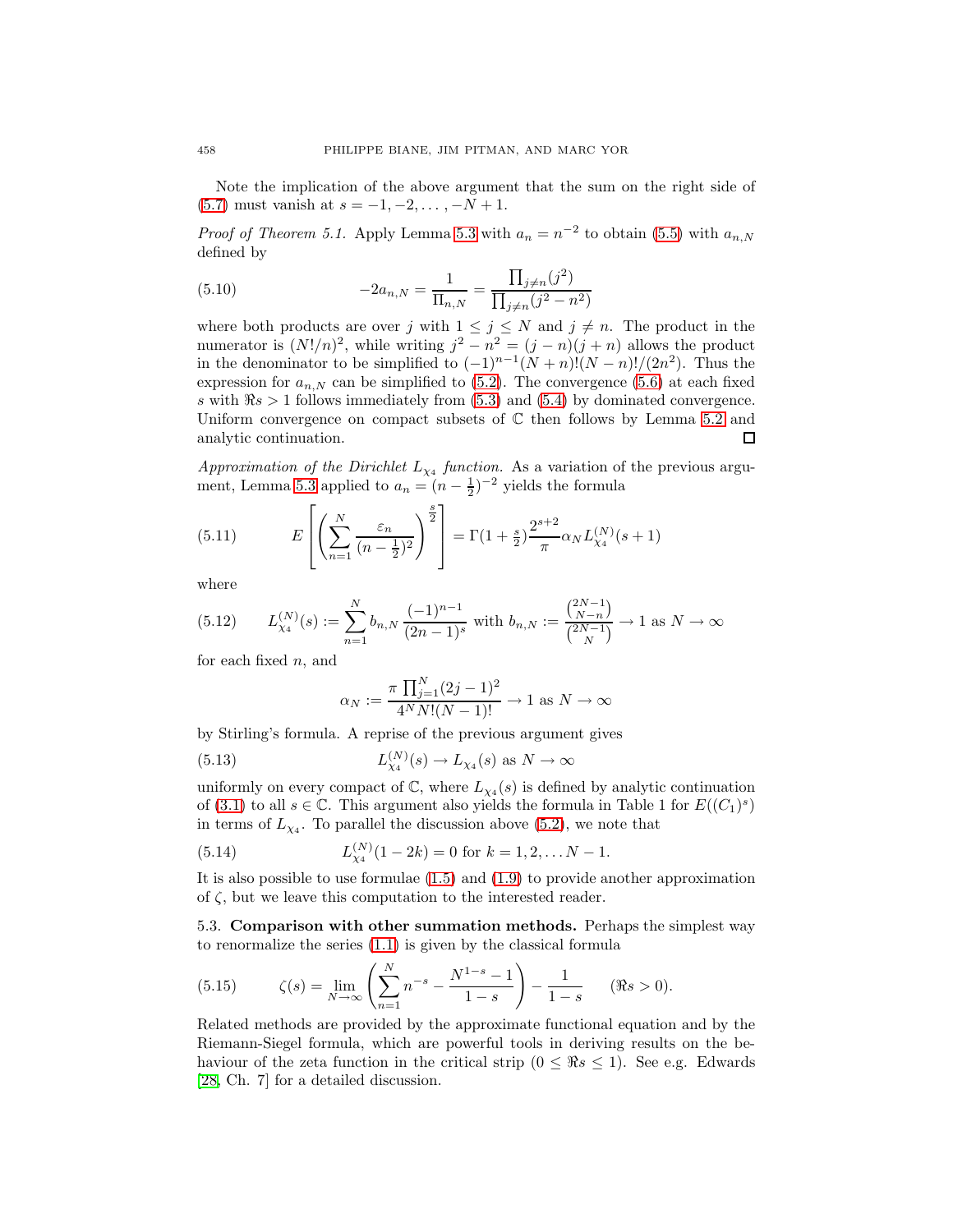Note the implication of the above argument that the sum on the right side of (5.7) must vanish at $s = -1, -2, \ldots, -N+1$.

*Proof of Theorem 5.1.* Apply Lemma 5.3 with $a_n = n^{-2}$ to obtain (5.5) with $a_{n,N}$ defined by

$$
-2a_{n,N} = \frac{1}{\Pi_{n,N}} = \frac{\prod_{j \neq n}(j^2)}{\prod_{j \neq n}(j^2 - n^2)} \tag{5.10}
$$

where both products are over $j$ with $1 \leq j \leq N$ and $j \neq n$. The product in the numerator is $(N!/n)^2$, while writing $j^2 - n^2 = (j-n)(j+n)$ allows the product in the denominator to be simplified to $(-1)^{n-1}(N+n)!(N-n)!/(2n^2)$. Thus the expression for $a_{n,N}$ can be simplified to (5.2). The convergence (5.6) at each fixed $s$ with $\Re s > 1$ follows immediately from (5.3) and (5.4) by dominated convergence. Uniform convergence on compact subsets of $\mathbb{C}$ then follows by Lemma 5.2 and analytic continuation. □

*Approximation of the Dirichlet $L_{\chi_4}$ function.* As a variation of the previous argument, Lemma 5.3 applied to $a_n = (n - \frac{1}{2})^{-2}$ yields the formula

$$
E\left[\left(\sum_{n=1}^{N} \frac{\varepsilon_n}{(n-\frac{1}{2})^2}\right)^{\frac{s}{2}}\right] = \Gamma(1 + \tfrac{s}{2})\frac{2^{s+2}}{\pi}\alpha_N L_{\chi_4}^{(N)}(s+1) \tag{5.11}
$$

where

$$
L_{\chi_4}^{(N)}(s) := \sum_{n=1}^{N} b_{n,N}\frac{(-1)^{n-1}}{(2n-1)^s} \text{ with } b_{n,N} := \frac{\binom{2N-1}{N-n}}{\binom{2N-1}{N}} \to 1 \text{ as } N \to \infty \tag{5.12}
$$

for each fixed $n$, and

$$
\alpha_N := \frac{\pi \prod_{j=1}^{N}(2j-1)^2}{4^N N!(N-1)!} \to 1 \text{ as } N \to \infty
$$

by Stirling's formula. A reprise of the previous argument gives

$$
L_{\chi_4}^{(N)}(s) \to L_{\chi_4}(s) \text{ as } N \to \infty \tag{5.13}
$$

uniformly on every compact of $\mathbb{C}$, where $L_{\chi_4}(s)$ is defined by analytic continuation of (3.1) to all $s \in \mathbb{C}$. This argument also yields the formula in Table 1 for $E((C_1)^s)$ in terms of $L_{\chi_4}$. To parallel the discussion above (5.2), we note that

$$
L_{\chi_4}^{(N)}(1-2k) = 0 \text{ for } k = 1, 2, \ldots N-1. \tag{5.14}
$$

It is also possible to use formulae (1.5) and (1.9) to provide another approximation of $\zeta$, but we leave this computation to the interested reader.

### 5.3. Comparison with other summation methods.

Perhaps the simplest way to renormalize the series (1.1) is given by the classical formula

$$
\zeta(s) = \lim_{N \to \infty}\left(\sum_{n=1}^{N} n^{-s} - \frac{N^{1-s} - 1}{1-s}\right) - \frac{1}{1-s} \qquad (\Re s > 0). \tag{5.15}
$$

Related methods are provided by the approximate functional equation and by the Riemann-Siegel formula, which are powerful tools in deriving results on the behaviour of the zeta function in the critical strip ($0 \leq \Re s \leq 1$). See e.g. Edwards [28, Ch. 7] for a detailed discussion.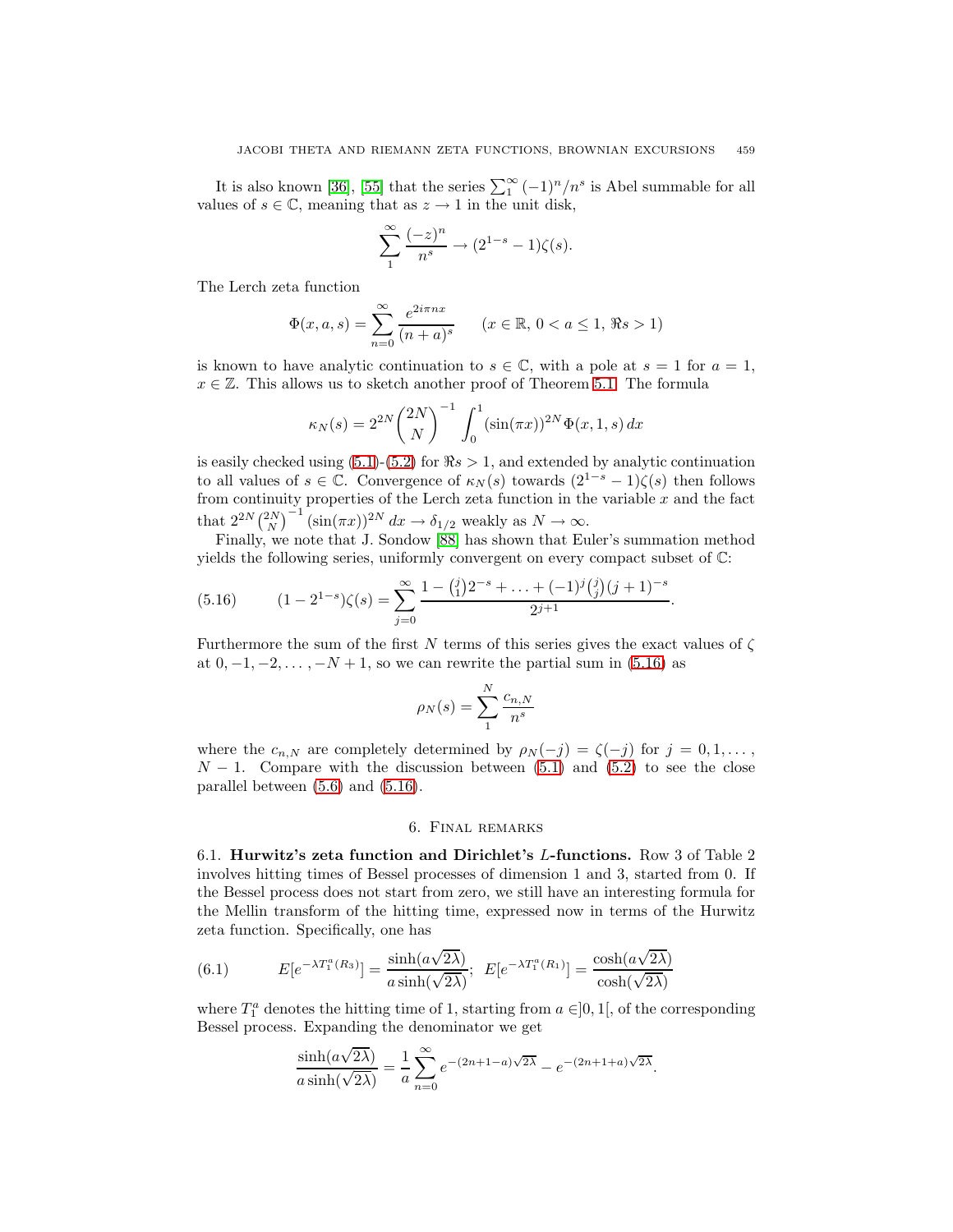It is also known [36], [55] that the series $\sum_1^\infty (-1)^n/n^s$ is Abel summable for all values of $s \in \mathbb{C}$, meaning that as $z \to 1$ in the unit disk,

$$\sum_1^\infty \frac{(-z)^n}{n^s} \to (2^{1-s} - 1)\zeta(s).$$

The Lerch zeta function

$$\Phi(x, a, s) = \sum_{n=0}^\infty \frac{e^{2i\pi nx}}{(n+a)^s} \qquad (x \in \mathbb{R},\ 0 < a \leq 1,\ \Re s > 1)$$

is known to have analytic continuation to $s \in \mathbb{C}$, with a pole at $s = 1$ for $a = 1$, $x \in \mathbb{Z}$. This allows us to sketch another proof of Theorem 5.1. The formula

$$\kappa_N(s) = 2^{2N} \binom{2N}{N}^{-1} \int_0^1 (\sin(\pi x))^{2N} \Phi(x, 1, s)\, dx$$

is easily checked using (5.1)-(5.2) for $\Re s > 1$, and extended by analytic continuation to all values of $s \in \mathbb{C}$. Convergence of $\kappa_N(s)$ towards $(2^{1-s} - 1)\zeta(s)$ then follows from continuity properties of the Lerch zeta function in the variable $x$ and the fact that $2^{2N}\binom{2N}{N}^{-1}(\sin(\pi x))^{2N}\, dx \to \delta_{1/2}$ weakly as $N \to \infty$.

Finally, we note that J. Sondow [88] has shown that Euler's summation method yields the following series, uniformly convergent on every compact subset of $\mathbb{C}$:

$$(1 - 2^{1-s})\zeta(s) = \sum_{j=0}^\infty \frac{1 - \binom{j}{1}2^{-s} + \ldots + (-1)^j\binom{j}{j}(j+1)^{-s}}{2^{j+1}}. \tag{5.16}$$

Furthermore the sum of the first $N$ terms of this series gives the exact values of $\zeta$ at $0, -1, -2, \ldots, -N+1$, so we can rewrite the partial sum in (5.16) as

$$\rho_N(s) = \sum_1^N \frac{c_{n,N}}{n^s}$$

where the $c_{n,N}$ are completely determined by $\rho_N(-j) = \zeta(-j)$ for $j = 0, 1, \ldots, N-1$. Compare with the discussion between (5.1) and (5.2) to see the close parallel between (5.6) and (5.16).

## 6. Final remarks

**6.1. Hurwitz's zeta function and Dirichlet's $L$-functions.** Row 3 of Table 2 involves hitting times of Bessel processes of dimension 1 and 3, started from 0. If the Bessel process does not start from zero, we still have an interesting formula for the Mellin transform of the hitting time, expressed now in terms of the Hurwitz zeta function. Specifically, one has

$$E[e^{-\lambda T_1^a(R_3)}] = \frac{\sinh(a\sqrt{2\lambda})}{a\sinh(\sqrt{2\lambda})};\ \ E[e^{-\lambda T_1^a(R_1)}] = \frac{\cosh(a\sqrt{2\lambda})}{\cosh(\sqrt{2\lambda})} \tag{6.1}$$

where $T_1^a$ denotes the hitting time of 1, starting from $a \in ]0, 1[$, of the corresponding Bessel process. Expanding the denominator we get

$$\frac{\sinh(a\sqrt{2\lambda})}{a\sinh(\sqrt{2\lambda})} = \frac{1}{a}\sum_{n=0}^\infty e^{-(2n+1-a)\sqrt{2\lambda}} - e^{-(2n+1+a)\sqrt{2\lambda}}.$$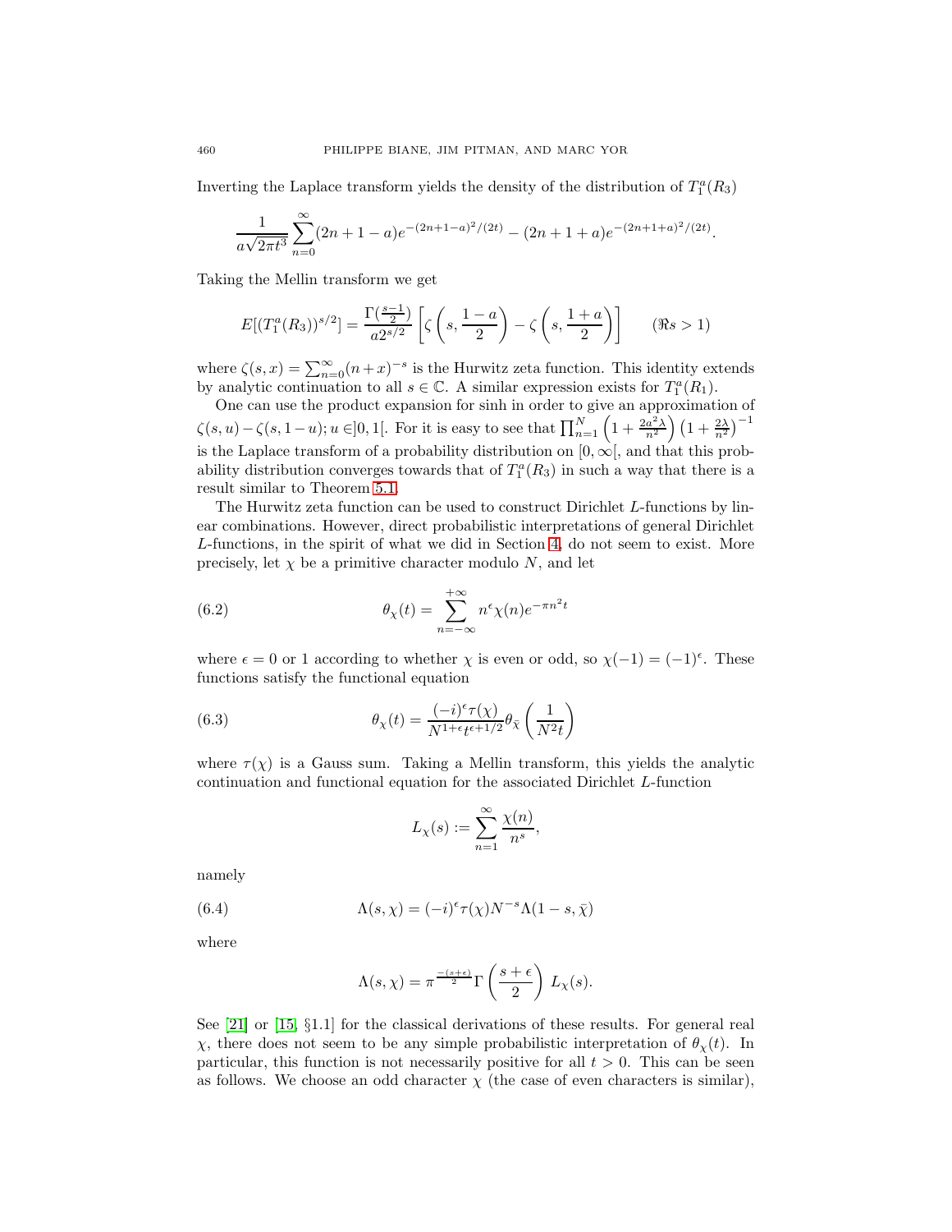Inverting the Laplace transform yields the density of the distribution of $T_1^a(R_3)$

$$\frac{1}{a\sqrt{2\pi t^3}}\sum_{n=0}^{\infty}(2n+1-a)e^{-(2n+1-a)^2/(2t)} - (2n+1+a)e^{-(2n+1+a)^2/(2t)}.$$

Taking the Mellin transform we get

$$E[(T_1^a(R_3))^{s/2}] = \frac{\Gamma(\frac{s-1}{2})}{a2^{s/2}}\left[\zeta\left(s,\frac{1-a}{2}\right) - \zeta\left(s,\frac{1+a}{2}\right)\right] \qquad (\Re s > 1)$$

where $\zeta(s,x) = \sum_{n=0}^{\infty}(n+x)^{-s}$ is the Hurwitz zeta function. This identity extends by analytic continuation to all $s \in \mathbb{C}$. A similar expression exists for $T_1^a(R_1)$.

One can use the product expansion for sinh in order to give an approximation of $\zeta(s,u) - \zeta(s,1-u); u \in ]0,1[$. For it is easy to see that $\prod_{n=1}^{N}\left(1+\frac{2a^2\lambda}{n^2}\right)\left(1+\frac{2\lambda}{n^2}\right)^{-1}$ is the Laplace transform of a probability distribution on $[0,\infty[$, and that this probability distribution converges towards that of $T_1^a(R_3)$ in such a way that there is a result similar to Theorem 5.1.

The Hurwitz zeta function can be used to construct Dirichlet $L$-functions by linear combinations. However, direct probabilistic interpretations of general Dirichlet $L$-functions, in the spirit of what we did in Section 4, do not seem to exist. More precisely, let $\chi$ be a primitive character modulo $N$, and let

$$\theta_\chi(t) = \sum_{n=-\infty}^{+\infty} n^\epsilon \chi(n) e^{-\pi n^2 t} \tag{6.2}$$

where $\epsilon = 0$ or $1$ according to whether $\chi$ is even or odd, so $\chi(-1) = (-1)^\epsilon$. These functions satisfy the functional equation

$$\theta_\chi(t) = \frac{(-i)^\epsilon \tau(\chi)}{N^{1+\epsilon}t^{\epsilon+1/2}}\theta_{\bar{\chi}}\left(\frac{1}{N^2 t}\right) \tag{6.3}$$

where $\tau(\chi)$ is a Gauss sum. Taking a Mellin transform, this yields the analytic continuation and functional equation for the associated Dirichlet $L$-function

$$L_\chi(s) := \sum_{n=1}^{\infty}\frac{\chi(n)}{n^s},$$

namely

$$\Lambda(s,\chi) = (-i)^\epsilon \tau(\chi) N^{-s}\Lambda(1-s,\bar{\chi}) \tag{6.4}$$

where

$$\Lambda(s,\chi) = \pi^{\frac{-(s+\epsilon)}{2}}\Gamma\left(\frac{s+\epsilon}{2}\right)L_\chi(s).$$

See [21] or [15, §1.1] for the classical derivations of these results. For general real $\chi$, there does not seem to be any simple probabilistic interpretation of $\theta_\chi(t)$. In particular, this function is not necessarily positive for all $t > 0$. This can be seen as follows. We choose an odd character $\chi$ (the case of even characters is similar),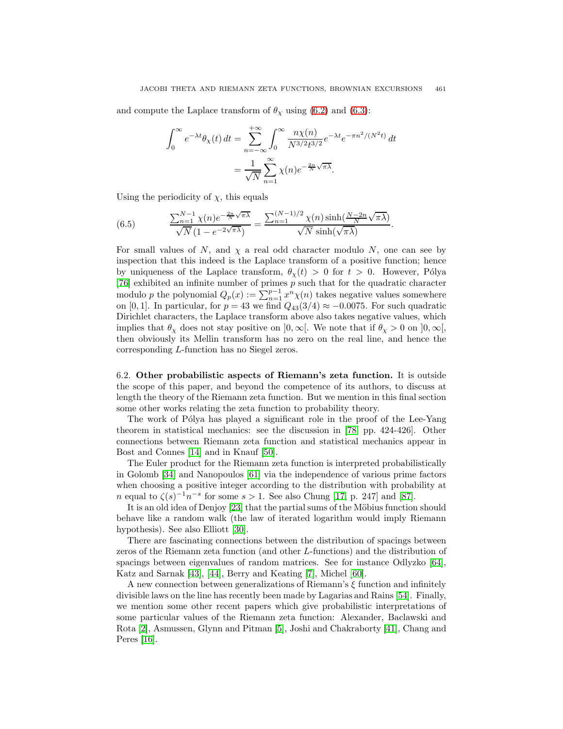and compute the Laplace transform of $\theta_\chi$ using (6.2) and (6.3):

$$\int_0^\infty e^{-\lambda t}\theta_\chi(t)\,dt = \sum_{n=-\infty}^{+\infty}\int_0^\infty \frac{n\chi(n)}{N^{3/2}t^{3/2}}e^{-\lambda t}e^{-\pi n^2/(N^2 t)}\,dt$$
$$= \frac{1}{\sqrt{N}}\sum_{n=1}^{\infty}\chi(n)e^{-\frac{2n}{N}\sqrt{\pi\lambda}}.$$

Using the periodicity of $\chi$, this equals

$$\frac{\sum_{n=1}^{N-1}\chi(n)e^{-\frac{2n}{N}\sqrt{\pi\lambda}}}{\sqrt{N}\,(1-e^{-2\sqrt{\pi\lambda}})} = \frac{\sum_{n=1}^{(N-1)/2}\chi(n)\sinh(\frac{N-2n}{N}\sqrt{\pi\lambda})}{\sqrt{N}\,\sinh(\sqrt{\pi\lambda})}. \tag{6.5}$$

For small values of $N$, and $\chi$ a real odd character modulo $N$, one can see by inspection that this indeed is the Laplace transform of a positive function; hence by uniqueness of the Laplace transform, $\theta_\chi(t) > 0$ for $t > 0$. However, Pólya [76] exhibited an infinite number of primes $p$ such that for the quadratic character modulo $p$ the polynomial $Q_p(x) := \sum_{n=1}^{p-1} x^n\chi(n)$ takes negative values somewhere on $[0,1]$. In particular, for $p = 43$ we find $Q_{43}(3/4) \approx -0.0075$. For such quadratic Dirichlet characters, the Laplace transform above also takes negative values, which implies that $\theta_\chi$ does not stay positive on $]0,\infty[$. We note that if $\theta_\chi > 0$ on $]0,\infty[$, then obviously its Mellin transform has no zero on the real line, and hence the corresponding $L$-function has no Siegel zeros.

6.2. **Other probabilistic aspects of Riemann's zeta function.** It is outside the scope of this paper, and beyond the competence of its authors, to discuss at length the theory of the Riemann zeta function. But we mention in this final section some other works relating the zeta function to probability theory.

The work of Pólya has played a significant role in the proof of the Lee-Yang theorem in statistical mechanics: see the discussion in [78] pp. 424-426]. Other connections between Riemann zeta function and statistical mechanics appear in Bost and Connes [14] and in Knauf [50].

The Euler product for the Riemann zeta function is interpreted probabilistically in Golomb [34] and Nanopoulos [61] via the independence of various prime factors when choosing a positive integer according to the distribution with probability at $n$ equal to $\zeta(s)^{-1}n^{-s}$ for some $s > 1$. See also Chung [17] p. 247] and [87].

It is an old idea of Denjoy [23] that the partial sums of the Möbius function should behave like a random walk (the law of iterated logarithm would imply Riemann hypothesis). See also Elliott [30].

There are fascinating connections between the distribution of spacings between zeros of the Riemann zeta function (and other $L$-functions) and the distribution of spacings between eigenvalues of random matrices. See for instance Odlyzko [64], Katz and Sarnak [43], [44], Berry and Keating [7], Michel [60].

A new connection between generalizations of Riemann's $\xi$ function and infinitely divisible laws on the line has recently been made by Lagarias and Rains [54]. Finally, we mention some other recent papers which give probabilistic interpretations of some particular values of the Riemann zeta function: Alexander, Baclawski and Rota [2], Asmussen, Glynn and Pitman [5], Joshi and Chakraborty [41], Chang and Peres [16].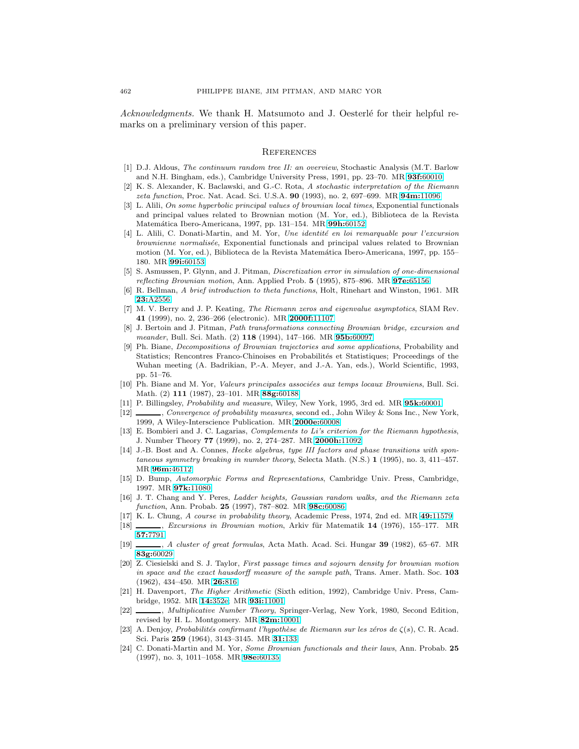*Acknowledgments.* We thank H. Matsumoto and J. Oesterlé for their helpful remarks on a preliminary version of this paper.

## References

[1] D.J. Aldous, *The continuum random tree II: an overview*, Stochastic Analysis (M.T. Barlow and N.H. Bingham, eds.), Cambridge University Press, 1991, pp. 23–70. MR **93f:**60010

[2] K. S. Alexander, K. Baclawski, and G.-C. Rota, *A stochastic interpretation of the Riemann zeta function*, Proc. Nat. Acad. Sci. U.S.A. **90** (1993), no. 2, 697–699. MR **94m:**11096

[3] L. Alili, *On some hyperbolic principal values of brownian local times*, Exponential functionals and principal values related to Brownian motion (M. Yor, ed.), Biblioteca de la Revista Matemática Ibero-Americana, 1997, pp. 131–154. MR **99h:**60152

[4] L. Alili, C. Donati-Martin, and M. Yor, *Une identité en loi remarquable pour l'excursion brownienne normalisée*, Exponential functionals and principal values related to Brownian motion (M. Yor, ed.), Biblioteca de la Revista Matemática Ibero-Americana, 1997, pp. 155–180. MR **99i:**60153

[5] S. Asmussen, P. Glynn, and J. Pitman, *Discretization error in simulation of one-dimensional reflecting Brownian motion*, Ann. Applied Prob. **5** (1995), 875–896. MR **97e:**65156

[6] R. Bellman, *A brief introduction to theta functions*, Holt, Rinehart and Winston, 1961. MR **23:**A2556

[7] M. V. Berry and J. P. Keating, *The Riemann zeros and eigenvalue asymptotics*, SIAM Rev. **41** (1999), no. 2, 236–266 (electronic). MR **2000f:**11107

[8] J. Bertoin and J. Pitman, *Path transformations connecting Brownian bridge, excursion and meander*, Bull. Sci. Math. (2) **118** (1994), 147–166. MR **95b:**60097

[9] Ph. Biane, *Decompositions of Brownian trajectories and some applications*, Probability and Statistics; Rencontres Franco-Chinoises en Probabilités et Statistiques; Proceedings of the Wuhan meeting (A. Badrikian, P.-A. Meyer, and J.-A. Yan, eds.), World Scientific, 1993, pp. 51–76.

[10] Ph. Biane and M. Yor, *Valeurs principales associées aux temps locaux Browniens*, Bull. Sci. Math. (2) **111** (1987), 23–101. MR **88g:**60188

[11] P. Billingsley, *Probability and measure*, Wiley, New York, 1995, 3rd ed. MR **95k:**60001

[12] ———, *Convergence of probability measures*, second ed., John Wiley & Sons Inc., New York, 1999, A Wiley-Interscience Publication. MR **2000e:**60008

[13] E. Bombieri and J. C. Lagarias, *Complements to Li's criterion for the Riemann hypothesis*, J. Number Theory **77** (1999), no. 2, 274–287. MR **2000h:**11092

[14] J.-B. Bost and A. Connes, *Hecke algebras, type III factors and phase transitions with spontaneous symmetry breaking in number theory*, Selecta Math. (N.S.) **1** (1995), no. 3, 411–457. MR **96m:**46112

[15] D. Bump, *Automorphic Forms and Representations*, Cambridge Univ. Press, Cambridge, 1997. MR **97k:**11080

[16] J. T. Chang and Y. Peres, *Ladder heights, Gaussian random walks, and the Riemann zeta function*, Ann. Probab. **25** (1997), 787–802. MR **98c:**60086

[17] K. L. Chung, *A course in probability theory*, Academic Press, 1974, 2nd ed. MR **49:**11579

[18] ———, *Excursions in Brownian motion*, Arkiv für Matematik **14** (1976), 155–177. MR **57:**7791

[19] ———, *A cluster of great formulas*, Acta Math. Acad. Sci. Hungar **39** (1982), 65–67. MR **83g:**60029

[20] Z. Ciesielski and S. J. Taylor, *First passage times and sojourn density for brownian motion in space and the exact hausdorff measure of the sample path*, Trans. Amer. Math. Soc. **103** (1962), 434–450. MR **26:**816

[21] H. Davenport, *The Higher Arithmetic* (Sixth edition, 1992), Cambridge Univ. Press, Cambridge, 1952. MR **14:**352e MR **93i:**11001

[22] ———, *Multiplicative Number Theory*, Springer-Verlag, New York, 1980, Second Edition, revised by H. L. Montgomery. MR **82m:**10001

[23] A. Denjoy, *Probabilités confirmant l'hypothèse de Riemann sur les zéros de $\zeta(s)$*, C. R. Acad. Sci. Paris **259** (1964), 3143–3145. MR **31:**133

[24] C. Donati-Martin and M. Yor, *Some Brownian functionals and their laws*, Ann. Probab. **25** (1997), no. 3, 1011–1058. MR **98e:**60135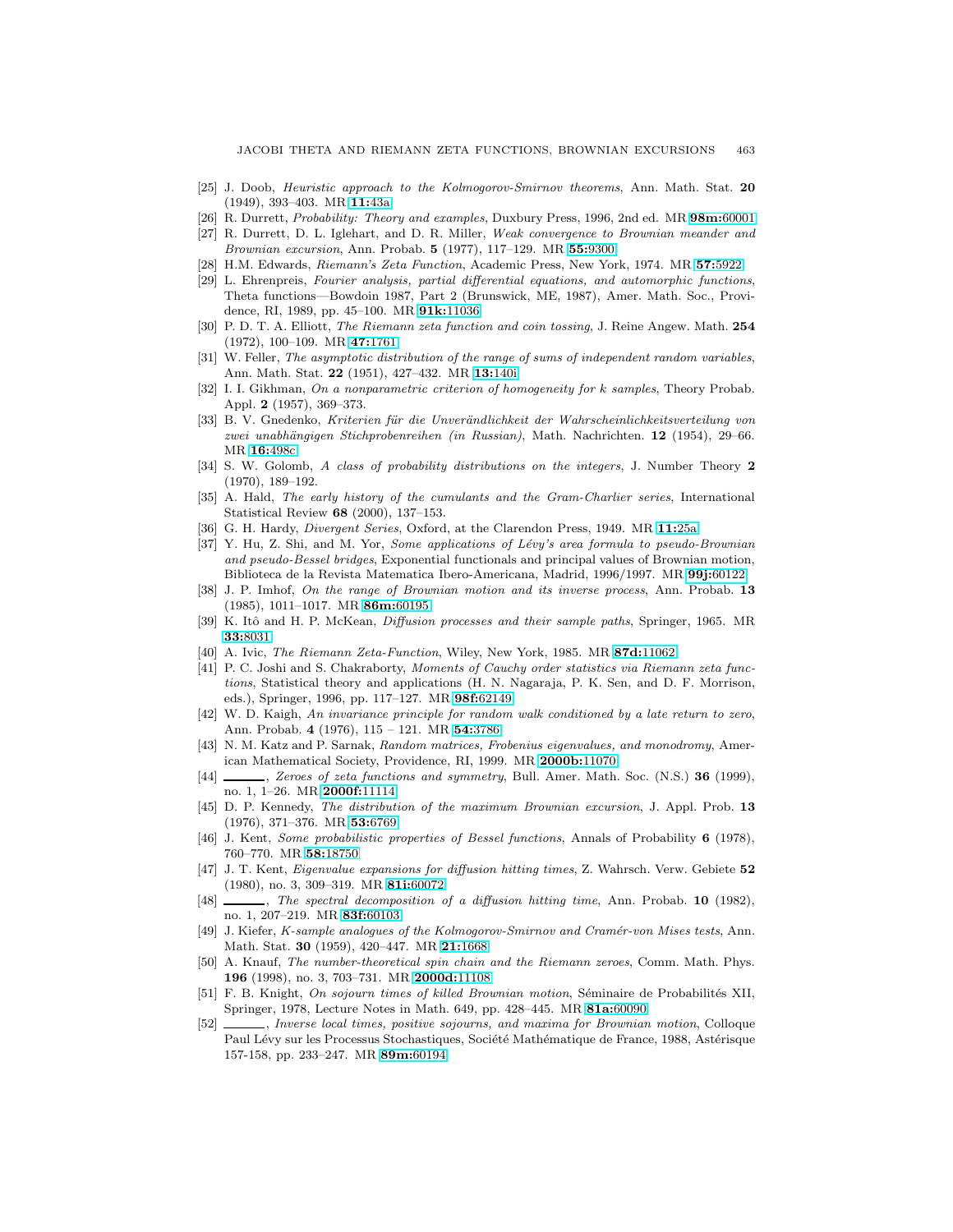[25] J. Doob, *Heuristic approach to the Kolmogorov-Smirnov theorems*, Ann. Math. Stat. **20** (1949), 393–403. MR **11:**43a

[26] R. Durrett, *Probability: Theory and examples*, Duxbury Press, 1996, 2nd ed. MR **98m:**60001

[27] R. Durrett, D. L. Iglehart, and D. R. Miller, *Weak convergence to Brownian meander and Brownian excursion*, Ann. Probab. **5** (1977), 117–129. MR **55:**9300

[28] H.M. Edwards, *Riemann's Zeta Function*, Academic Press, New York, 1974. MR **57:**5922

[29] L. Ehrenpreis, *Fourier analysis, partial differential equations, and automorphic functions*, Theta functions—Bowdoin 1987, Part 2 (Brunswick, ME, 1987), Amer. Math. Soc., Providence, RI, 1989, pp. 45–100. MR **91k:**11036

[30] P. D. T. A. Elliott, *The Riemann zeta function and coin tossing*, J. Reine Angew. Math. **254** (1972), 100–109. MR **47:**1761

[31] W. Feller, *The asymptotic distribution of the range of sums of independent random variables*, Ann. Math. Stat. **22** (1951), 427–432. MR **13:**140i

[32] I. I. Gikhman, *On a nonparametric criterion of homogeneity for k samples*, Theory Probab. Appl. **2** (1957), 369–373.

[33] B. V. Gnedenko, *Kriterien für die Unverändlichkeit der Wahrscheinlichkeitsverteilung von zwei unabhängigen Stichprobenreihen (in Russian)*, Math. Nachrichten. **12** (1954), 29–66. MR **16:**498c

[34] S. W. Golomb, *A class of probability distributions on the integers*, J. Number Theory **2** (1970), 189–192.

[35] A. Hald, *The early history of the cumulants and the Gram-Charlier series*, International Statistical Review **68** (2000), 137–153.

[36] G. H. Hardy, *Divergent Series*, Oxford, at the Clarendon Press, 1949. MR **11:**25a

[37] Y. Hu, Z. Shi, and M. Yor, *Some applications of Lévy's area formula to pseudo-Brownian and pseudo-Bessel bridges*, Exponential functionals and principal values of Brownian motion, Biblioteca de la Revista Matematica Ibero-Americana, Madrid, 1996/1997. MR **99j:**60122

[38] J. P. Imhof, *On the range of Brownian motion and its inverse process*, Ann. Probab. **13** (1985), 1011–1017. MR **86m:**60195

[39] K. Itô and H. P. McKean, *Diffusion processes and their sample paths*, Springer, 1965. MR **33:**8031

[40] A. Ivic, *The Riemann Zeta-Function*, Wiley, New York, 1985. MR **87d:**11062

[41] P. C. Joshi and S. Chakraborty, *Moments of Cauchy order statistics via Riemann zeta functions*, Statistical theory and applications (H. N. Nagaraja, P. K. Sen, and D. F. Morrison, eds.), Springer, 1996, pp. 117–127. MR **98f:**62149

[42] W. D. Kaigh, *An invariance principle for random walk conditioned by a late return to zero*, Ann. Probab. **4** (1976), 115 – 121. MR **54:**3786

[43] N. M. Katz and P. Sarnak, *Random matrices, Frobenius eigenvalues, and monodromy*, American Mathematical Society, Providence, RI, 1999. MR **2000b:**11070

[44] ______, *Zeroes of zeta functions and symmetry*, Bull. Amer. Math. Soc. (N.S.) **36** (1999), no. 1, 1–26. MR **2000f:**11114

[45] D. P. Kennedy, *The distribution of the maximum Brownian excursion*, J. Appl. Prob. **13** (1976), 371–376. MR **53:**6769

[46] J. Kent, *Some probabilistic properties of Bessel functions*, Annals of Probability **6** (1978), 760–770. MR **58:**18750

[47] J. T. Kent, *Eigenvalue expansions for diffusion hitting times*, Z. Wahrsch. Verw. Gebiete **52** (1980), no. 3, 309–319. MR **81i:**60072

[48] ______, *The spectral decomposition of a diffusion hitting time*, Ann. Probab. **10** (1982), no. 1, 207–219. MR **83f:**60103

[49] J. Kiefer, *K-sample analogues of the Kolmogorov-Smirnov and Cramér-von Mises tests*, Ann. Math. Stat. **30** (1959), 420–447. MR **21:**1668

[50] A. Knauf, *The number-theoretical spin chain and the Riemann zeroes*, Comm. Math. Phys. **196** (1998), no. 3, 703–731. MR **2000d:**11108

[51] F. B. Knight, *On sojourn times of killed Brownian motion*, Séminaire de Probabilités XII, Springer, 1978, Lecture Notes in Math. 649, pp. 428–445. MR **81a:**60090

[52] ______, *Inverse local times, positive sojourns, and maxima for Brownian motion*, Colloque Paul Lévy sur les Processus Stochastiques, Société Mathématique de France, 1988, Astérisque 157-158, pp. 233–247. MR **89m:**60194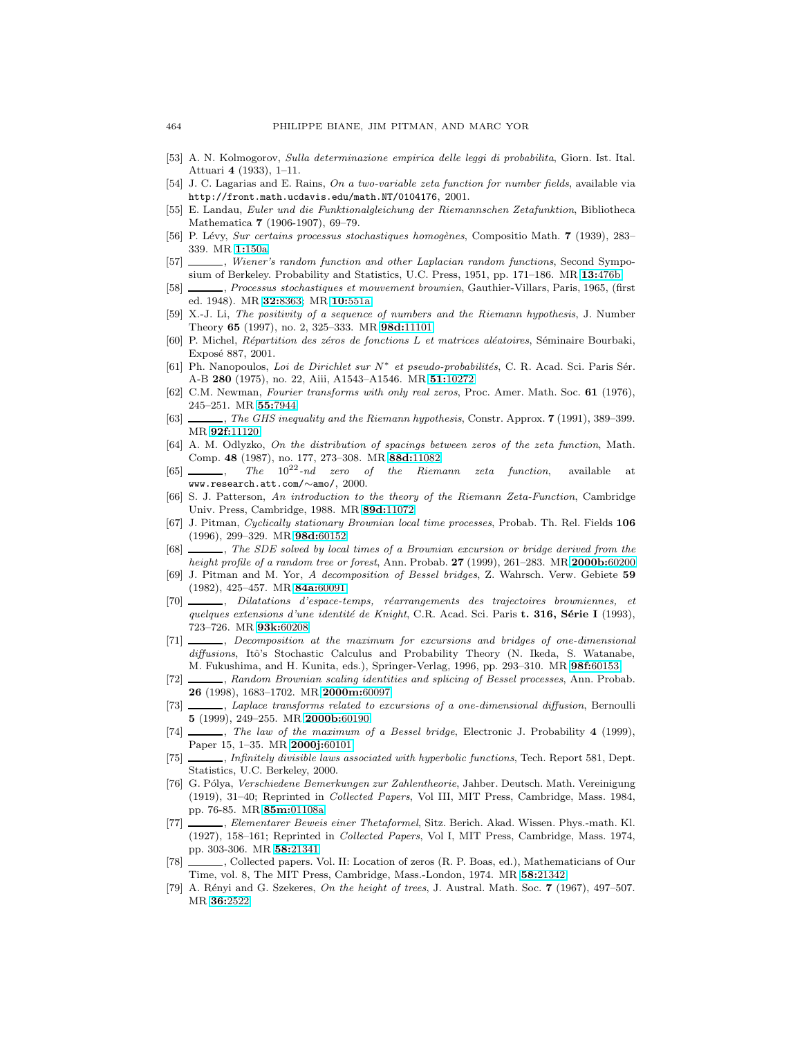[53] A. N. Kolmogorov, *Sulla determinazione empirica delle leggi di probabilita*, Giorn. Ist. Ital. Attuari **4** (1933), 1–11.

[54] J. C. Lagarias and E. Rains, *On a two-variable zeta function for number fields*, available via `http://front.math.ucdavis.edu/math.NT/0104176`, 2001.

[55] E. Landau, *Euler und die Funktionalgleichung der Riemannschen Zetafunktion*, Bibliotheca Mathematica **7** (1906-1907), 69–79.

[56] P. Lévy, *Sur certains processus stochastiques homogènes*, Compositio Math. **7** (1939), 283–339. MR **1:**150a

[57] ______, *Wiener's random function and other Laplacian random functions*, Second Symposium of Berkeley. Probability and Statistics, U.C. Press, 1951, pp. 171–186. MR **13:**476b

[58] ______, *Processus stochastiques et mouvement brownien*, Gauthier-Villars, Paris, 1965, (first ed. 1948). MR **32:**8363; MR **10:**551a

[59] X.-J. Li, *The positivity of a sequence of numbers and the Riemann hypothesis*, J. Number Theory **65** (1997), no. 2, 325–333. MR **98d:**11101

[60] P. Michel, *Répartition des zéros de fonctions L et matrices aléatoires*, Séminaire Bourbaki, Exposé 887, 2001.

[61] Ph. Nanopoulos, *Loi de Dirichlet sur $N^*$ et pseudo-probabilités*, C. R. Acad. Sci. Paris Sér. A-B **280** (1975), no. 22, Aiii, A1543–A1546. MR **51:**10272

[62] C.M. Newman, *Fourier transforms with only real zeros*, Proc. Amer. Math. Soc. **61** (1976), 245–251. MR **55:**7944

[63] ______, *The GHS inequality and the Riemann hypothesis*, Constr. Approx. **7** (1991), 389–399. MR **92f:**11120

[64] A. M. Odlyzko, *On the distribution of spacings between zeros of the zeta function*, Math. Comp. **48** (1987), no. 177, 273–308. MR **88d:**11082

[65] ______, *The $10^{22}$-nd zero of the Riemann zeta function*, available at `www.research.att.com/∼amo/`, 2000.

[66] S. J. Patterson, *An introduction to the theory of the Riemann Zeta-Function*, Cambridge Univ. Press, Cambridge, 1988. MR **89d:**11072

[67] J. Pitman, *Cyclically stationary Brownian local time processes*, Probab. Th. Rel. Fields **106** (1996), 299–329. MR **98d:**60152

[68] ______, *The SDE solved by local times of a Brownian excursion or bridge derived from the height profile of a random tree or forest*, Ann. Probab. **27** (1999), 261–283. MR **2000b:**60200

[69] J. Pitman and M. Yor, *A decomposition of Bessel bridges*, Z. Wahrsch. Verw. Gebiete **59** (1982), 425–457. MR **84a:**60091

[70] ______, *Dilatations d'espace-temps, réarrangements des trajectoires browniennes, et quelques extensions d'une identité de Knight*, C.R. Acad. Sci. Paris **t. 316, Série I** (1993), 723–726. MR **93k:**60208

[71] ______, *Decomposition at the maximum for excursions and bridges of one-dimensional diffusions*, Itô's Stochastic Calculus and Probability Theory (N. Ikeda, S. Watanabe, M. Fukushima, and H. Kunita, eds.), Springer-Verlag, 1996, pp. 293–310. MR **98f:**60153

[72] ______, *Random Brownian scaling identities and splicing of Bessel processes*, Ann. Probab. **26** (1998), 1683–1702. MR **2000m:**60097

[73] ______, *Laplace transforms related to excursions of a one-dimensional diffusion*, Bernoulli **5** (1999), 249–255. MR **2000b:**60190

[74] ______, *The law of the maximum of a Bessel bridge*, Electronic J. Probability **4** (1999), Paper 15, 1–35. MR **2000j:**60101

[75] ______, *Infinitely divisible laws associated with hyperbolic functions*, Tech. Report 581, Dept. Statistics, U.C. Berkeley, 2000.

[76] G. Pólya, *Verschiedene Bemerkungen zur Zahlentheorie*, Jahber. Deutsch. Math. Vereinigung (1919), 31–40; Reprinted in *Collected Papers*, Vol III, MIT Press, Cambridge, Mass. 1984, pp. 76-85. MR **85m:**01108a

[77] ______, *Elementarer Beweis einer Thetaformel*, Sitz. Berich. Akad. Wissen. Phys.-math. Kl. (1927), 158–161; Reprinted in *Collected Papers*, Vol I, MIT Press, Cambridge, Mass. 1974, pp. 303-306. MR **58:**21341

[78] ______, Collected papers. Vol. II: Location of zeros (R. P. Boas, ed.), Mathematicians of Our Time, vol. 8, The MIT Press, Cambridge, Mass.-London, 1974. MR **58:**21342

[79] A. Rényi and G. Szekeres, *On the height of trees*, J. Austral. Math. Soc. **7** (1967), 497–507. MR **36:**2522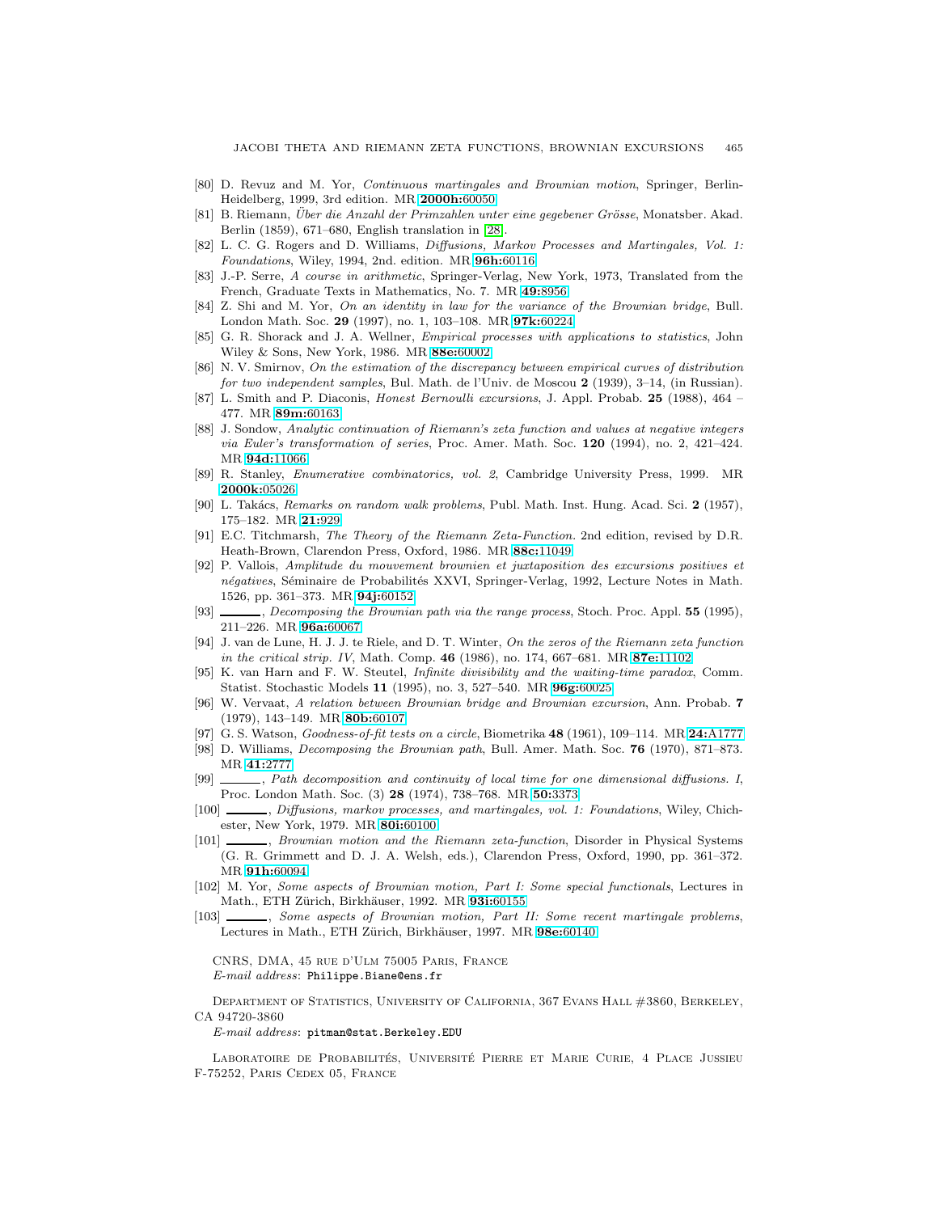[80] D. Revuz and M. Yor, *Continuous martingales and Brownian motion*, Springer, Berlin-Heidelberg, 1999, 3rd edition. MR **2000h:**60050

[81] B. Riemann, *Über die Anzahl der Primzahlen unter eine gegebener Grösse*, Monatsber. Akad. Berlin (1859), 671–680, English translation in [28].

[82] L. C. G. Rogers and D. Williams, *Diffusions, Markov Processes and Martingales, Vol. 1: Foundations*, Wiley, 1994, 2nd. edition. MR **96h:**60116

[83] J.-P. Serre, *A course in arithmetic*, Springer-Verlag, New York, 1973, Translated from the French, Graduate Texts in Mathematics, No. 7. MR **49:**8956

[84] Z. Shi and M. Yor, *On an identity in law for the variance of the Brownian bridge*, Bull. London Math. Soc. **29** (1997), no. 1, 103–108. MR **97k:**60224

[85] G. R. Shorack and J. A. Wellner, *Empirical processes with applications to statistics*, John Wiley & Sons, New York, 1986. MR **88e:**60002

[86] N. V. Smirnov, *On the estimation of the discrepancy between empirical curves of distribution for two independent samples*, Bul. Math. de l'Univ. de Moscou **2** (1939), 3–14, (in Russian).

[87] L. Smith and P. Diaconis, *Honest Bernoulli excursions*, J. Appl. Probab. **25** (1988), 464 – 477. MR **89m:**60163

[88] J. Sondow, *Analytic continuation of Riemann's zeta function and values at negative integers via Euler's transformation of series*, Proc. Amer. Math. Soc. **120** (1994), no. 2, 421–424. MR **94d:**11066

[89] R. Stanley, *Enumerative combinatorics, vol. 2*, Cambridge University Press, 1999. MR **2000k:**05026

[90] L. Takács, *Remarks on random walk problems*, Publ. Math. Inst. Hung. Acad. Sci. **2** (1957), 175–182. MR **21:**929

[91] E.C. Titchmarsh, *The Theory of the Riemann Zeta-Function.* 2nd edition, revised by D.R. Heath-Brown, Clarendon Press, Oxford, 1986. MR **88c:**11049

[92] P. Vallois, *Amplitude du mouvement brownien et juxtaposition des excursions positives et négatives*, Séminaire de Probabilités XXVI, Springer-Verlag, 1992, Lecture Notes in Math. 1526, pp. 361–373. MR **94j:**60152

[93] ______, *Decomposing the Brownian path via the range process*, Stoch. Proc. Appl. **55** (1995), 211–226. MR **96a:**60067

[94] J. van de Lune, H. J. J. te Riele, and D. T. Winter, *On the zeros of the Riemann zeta function in the critical strip. IV*, Math. Comp. **46** (1986), no. 174, 667–681. MR **87e:**11102

[95] K. van Harn and F. W. Steutel, *Infinite divisibility and the waiting-time paradox*, Comm. Statist. Stochastic Models **11** (1995), no. 3, 527–540. MR **96g:**60025

[96] W. Vervaat, *A relation between Brownian bridge and Brownian excursion*, Ann. Probab. **7** (1979), 143–149. MR **80b:**60107

[97] G. S. Watson, *Goodness-of-fit tests on a circle*, Biometrika **48** (1961), 109–114. MR **24:**A1777

[98] D. Williams, *Decomposing the Brownian path*, Bull. Amer. Math. Soc. **76** (1970), 871–873. MR **41:**2777

[99] ______, *Path decomposition and continuity of local time for one dimensional diffusions. I*, Proc. London Math. Soc. (3) **28** (1974), 738–768. MR **50:**3373

[100] ______, *Diffusions, markov processes, and martingales, vol. 1: Foundations*, Wiley, Chichester, New York, 1979. MR **80i:**60100

[101] ______, *Brownian motion and the Riemann zeta-function*, Disorder in Physical Systems (G. R. Grimmett and D. J. A. Welsh, eds.), Clarendon Press, Oxford, 1990, pp. 361–372. MR **91h:**60094

[102] M. Yor, *Some aspects of Brownian motion, Part I: Some special functionals*, Lectures in Math., ETH Zürich, Birkhäuser, 1992. MR **93i:**60155

[103] ______, *Some aspects of Brownian motion, Part II: Some recent martingale problems*, Lectures in Math., ETH Zürich, Birkhäuser, 1997. MR **98e:**60140

CNRS, DMA, 45 rue d'Ulm 75005 Paris, France
*E-mail address*: Philippe.Biane@ens.fr

Department of Statistics, University of California, 367 Evans Hall #3860, Berkeley, CA 94720-3860
*E-mail address*: pitman@stat.Berkeley.EDU

Laboratoire de Probabilités, Université Pierre et Marie Curie, 4 Place Jussieu F-75252, Paris Cedex 05, France